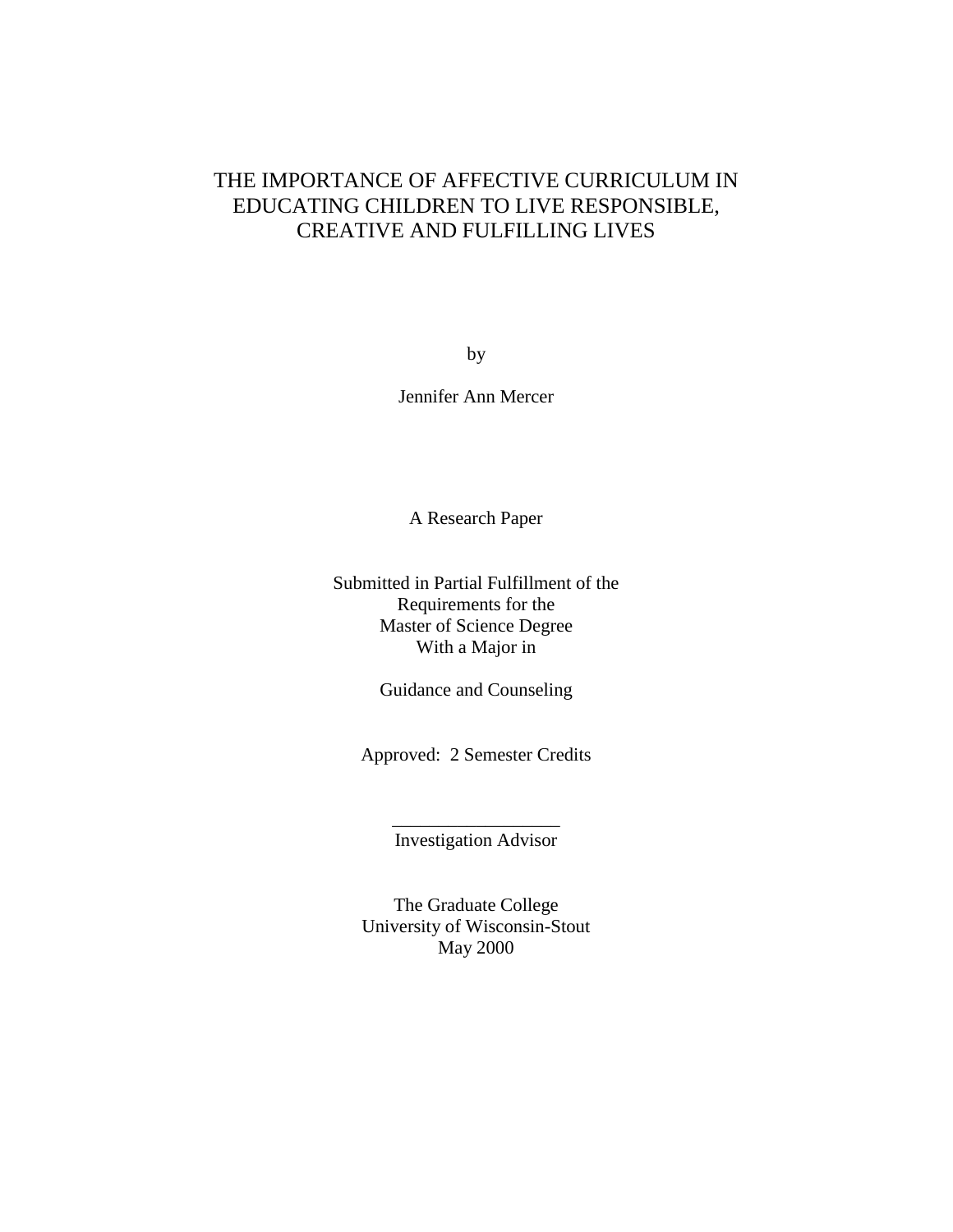# THE IMPORTANCE OF AFFECTIVE CURRICULUM IN EDUCATING CHILDREN TO LIVE RESPONSIBLE, CREATIVE AND FULFILLING LIVES

by

Jennifer Ann Mercer

A Research Paper

Submitted in Partial Fulfillment of the
Requirements for the
Master of Science Degree
With a Major in

Guidance and Counseling

Approved: 2 Semester Credits

_________________
Investigation Advisor

The Graduate College
University of Wisconsin-Stout
May 2000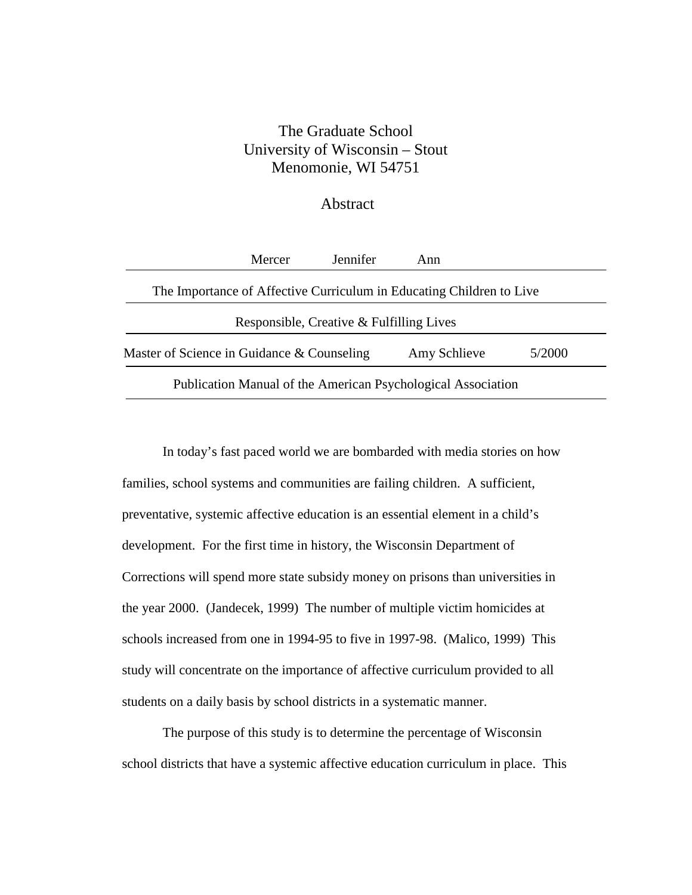The Graduate School
University of Wisconsin – Stout
Menomonie, WI 54751

## Abstract

Mercer Jennifer Ann

The Importance of Affective Curriculum in Educating Children to Live Responsible, Creative & Fulfilling Lives

Master of Science in Guidance & Counseling Amy Schlieve 5/2000

Publication Manual of the American Psychological Association

In today's fast paced world we are bombarded with media stories on how families, school systems and communities are failing children. A sufficient, preventative, systemic affective education is an essential element in a child's development. For the first time in history, the Wisconsin Department of Corrections will spend more state subsidy money on prisons than universities in the year 2000. (Jandecek, 1999) The number of multiple victim homicides at schools increased from one in 1994-95 to five in 1997-98. (Malico, 1999) This study will concentrate on the importance of affective curriculum provided to all students on a daily basis by school districts in a systematic manner.

The purpose of this study is to determine the percentage of Wisconsin school districts that have a systemic affective education curriculum in place. This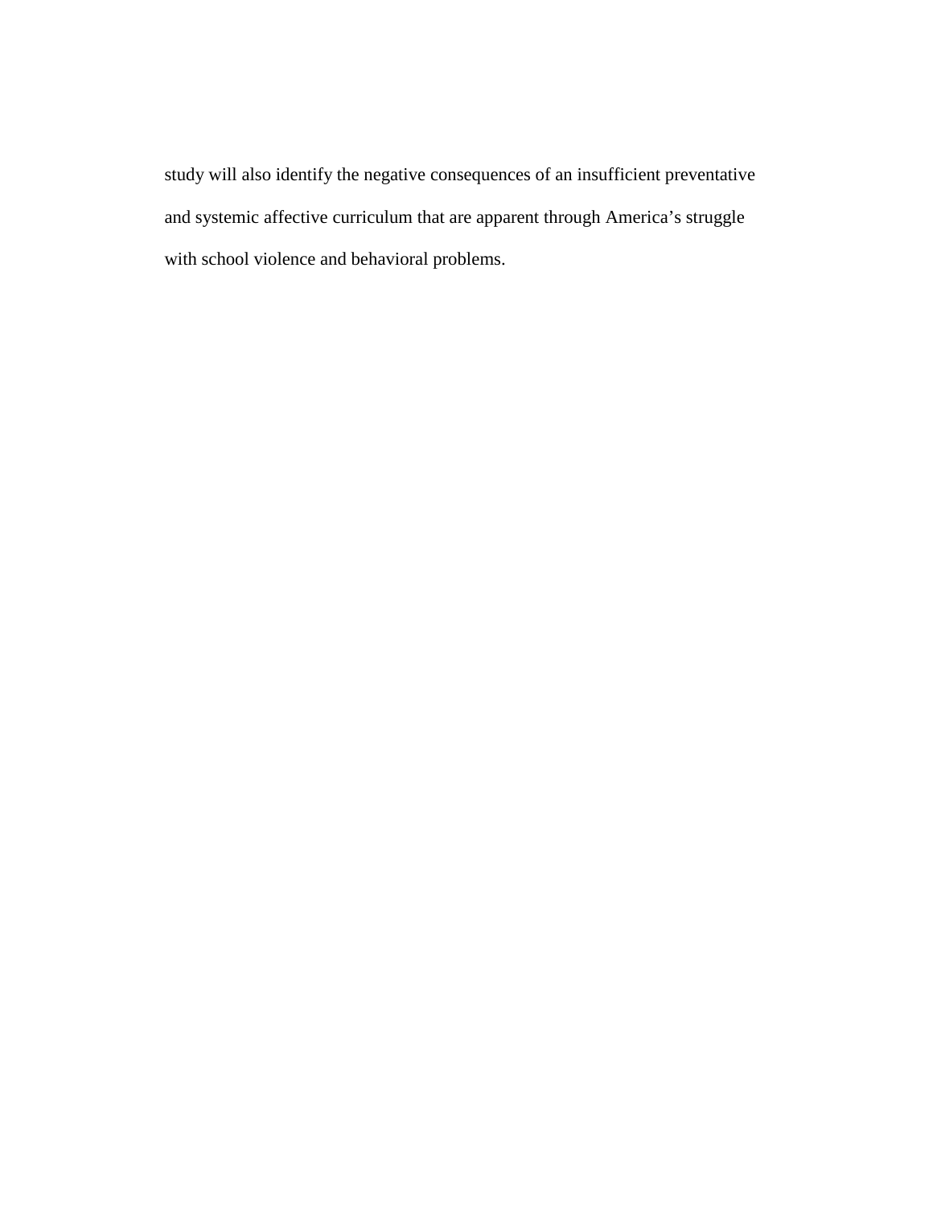study will also identify the negative consequences of an insufficient preventative and systemic affective curriculum that are apparent through America's struggle with school violence and behavioral problems.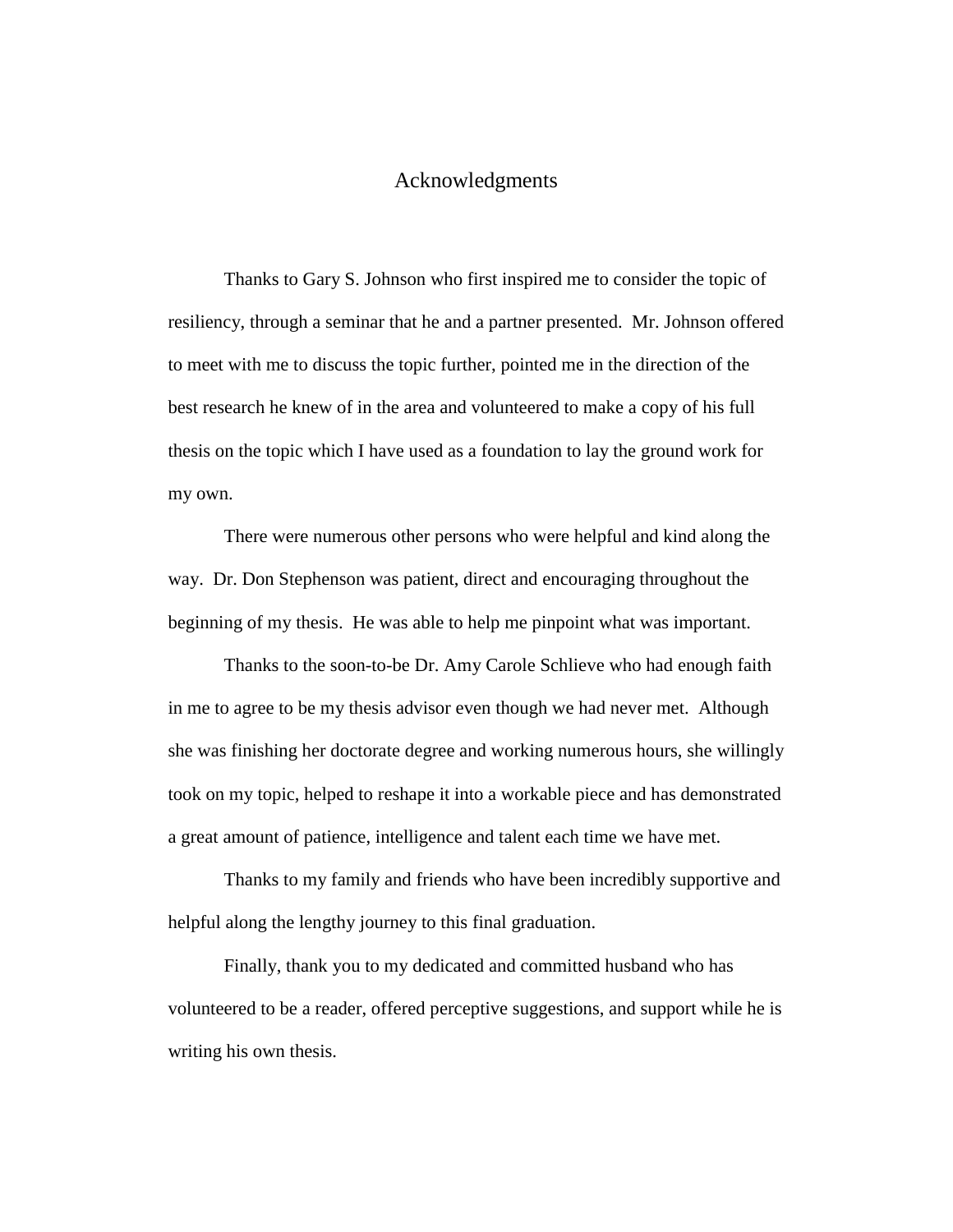# Acknowledgments

Thanks to Gary S. Johnson who first inspired me to consider the topic of resiliency, through a seminar that he and a partner presented. Mr. Johnson offered to meet with me to discuss the topic further, pointed me in the direction of the best research he knew of in the area and volunteered to make a copy of his full thesis on the topic which I have used as a foundation to lay the ground work for my own.

There were numerous other persons who were helpful and kind along the way. Dr. Don Stephenson was patient, direct and encouraging throughout the beginning of my thesis. He was able to help me pinpoint what was important.

Thanks to the soon-to-be Dr. Amy Carole Schlieve who had enough faith in me to agree to be my thesis advisor even though we had never met. Although she was finishing her doctorate degree and working numerous hours, she willingly took on my topic, helped to reshape it into a workable piece and has demonstrated a great amount of patience, intelligence and talent each time we have met.

Thanks to my family and friends who have been incredibly supportive and helpful along the lengthy journey to this final graduation.

Finally, thank you to my dedicated and committed husband who has volunteered to be a reader, offered perceptive suggestions, and support while he is writing his own thesis.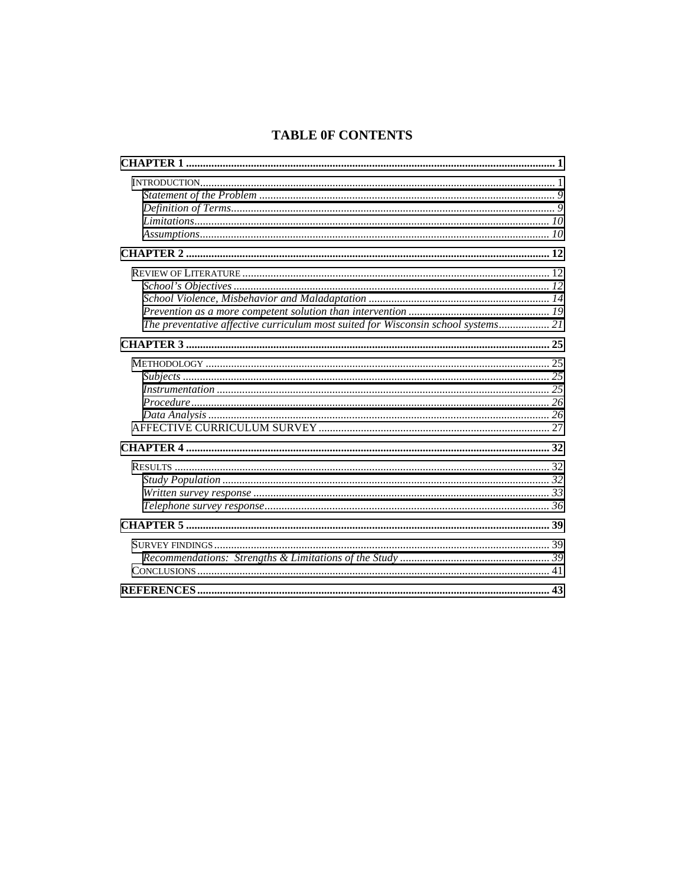# TABLE 0F CONTENTS

**CHAPTER 1** .................................................................................................................................... **1**

INTRODUCTION............................................................................................................................. 1
*Statement of the Problem* ........................................................................................................ *9*
*Definition of Terms*.................................................................................................................. *9*
*Limitations*.............................................................................................................................. *10*
*Assumptions*........................................................................................................................... *10*

**CHAPTER 2** .................................................................................................................................. **12**

REVIEW OF LITERATURE ............................................................................................................ 12
*School's Objectives* ................................................................................................................. *12*
*School Violence, Misbehavior and Maladaptation* ................................................................ *14*
*Prevention as a more competent solution than intervention* .................................................. *19*
*The preventative affective curriculum most suited for Wisconsin school systems*.................. *21*

**CHAPTER 3** .................................................................................................................................. **25**

METHODOLOGY .......................................................................................................................... 25
*Subjects* ................................................................................................................................... *25*
*Instrumentation* ....................................................................................................................... *25*
*Procedure*................................................................................................................................. *26*
*Data Analysis* .......................................................................................................................... *26*
AFFECTIVE CURRICULUM SURVEY .................................................................................. 27

**CHAPTER 4** .................................................................................................................................. **32**

RESULTS ..................................................................................................................................... 32
*Study Population* ..................................................................................................................... *32*
*Written survey response* .......................................................................................................... *33*
*Telephone survey response*...................................................................................................... *36*

**CHAPTER 5** .................................................................................................................................. **39**

SURVEY FINDINGS...................................................................................................................... 39
*Recommendations: Strengths & Limitations of the Study* ..................................................... *39*
CONCLUSIONS ............................................................................................................................ 41

**REFERENCES** .............................................................................................................................. **43**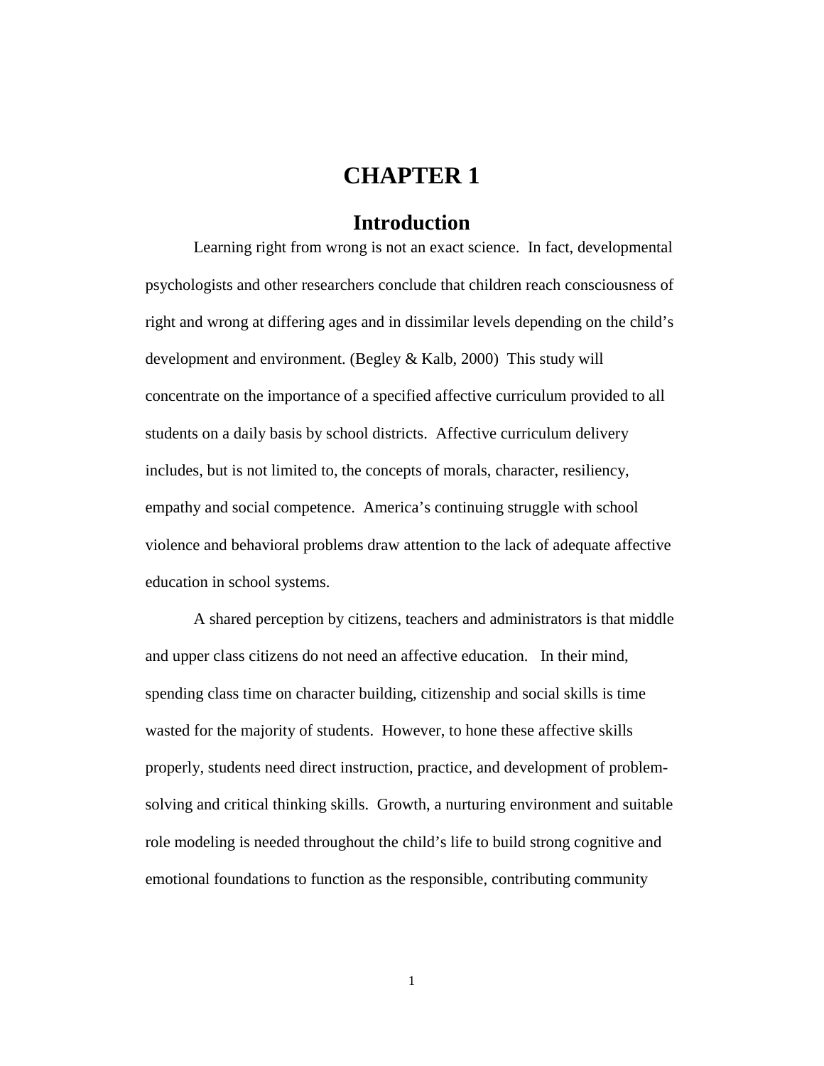# CHAPTER 1

## Introduction

Learning right from wrong is not an exact science. In fact, developmental psychologists and other researchers conclude that children reach consciousness of right and wrong at differing ages and in dissimilar levels depending on the child's development and environment. (Begley & Kalb, 2000) This study will concentrate on the importance of a specified affective curriculum provided to all students on a daily basis by school districts. Affective curriculum delivery includes, but is not limited to, the concepts of morals, character, resiliency, empathy and social competence. America's continuing struggle with school violence and behavioral problems draw attention to the lack of adequate affective education in school systems.

A shared perception by citizens, teachers and administrators is that middle and upper class citizens do not need an affective education. In their mind, spending class time on character building, citizenship and social skills is time wasted for the majority of students. However, to hone these affective skills properly, students need direct instruction, practice, and development of problem-solving and critical thinking skills. Growth, a nurturing environment and suitable role modeling is needed throughout the child's life to build strong cognitive and emotional foundations to function as the responsible, contributing community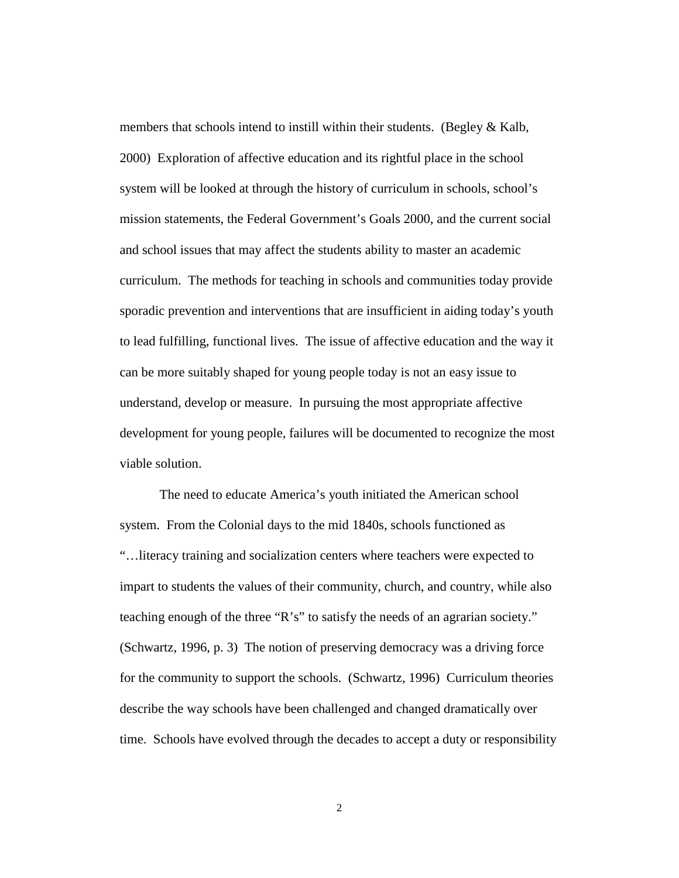members that schools intend to instill within their students. (Begley & Kalb, 2000) Exploration of affective education and its rightful place in the school system will be looked at through the history of curriculum in schools, school's mission statements, the Federal Government's Goals 2000, and the current social and school issues that may affect the students ability to master an academic curriculum. The methods for teaching in schools and communities today provide sporadic prevention and interventions that are insufficient in aiding today's youth to lead fulfilling, functional lives. The issue of affective education and the way it can be more suitably shaped for young people today is not an easy issue to understand, develop or measure. In pursuing the most appropriate affective development for young people, failures will be documented to recognize the most viable solution.

The need to educate America's youth initiated the American school system. From the Colonial days to the mid 1840s, schools functioned as "…literacy training and socialization centers where teachers were expected to impart to students the values of their community, church, and country, while also teaching enough of the three "R's" to satisfy the needs of an agrarian society." (Schwartz, 1996, p. 3) The notion of preserving democracy was a driving force for the community to support the schools. (Schwartz, 1996) Curriculum theories describe the way schools have been challenged and changed dramatically over time. Schools have evolved through the decades to accept a duty or responsibility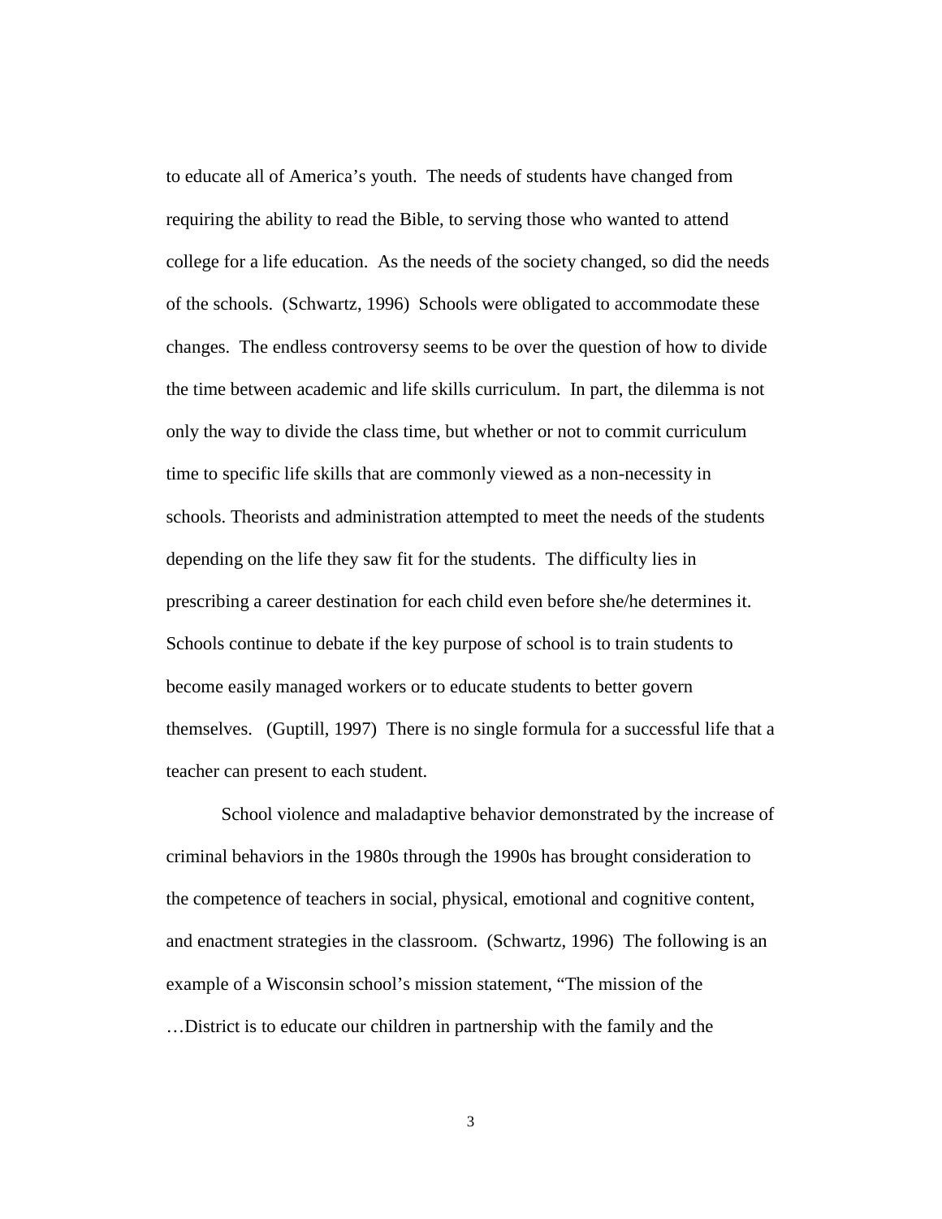to educate all of America's youth. The needs of students have changed from requiring the ability to read the Bible, to serving those who wanted to attend college for a life education. As the needs of the society changed, so did the needs of the schools. (Schwartz, 1996) Schools were obligated to accommodate these changes. The endless controversy seems to be over the question of how to divide the time between academic and life skills curriculum. In part, the dilemma is not only the way to divide the class time, but whether or not to commit curriculum time to specific life skills that are commonly viewed as a non-necessity in schools. Theorists and administration attempted to meet the needs of the students depending on the life they saw fit for the students. The difficulty lies in prescribing a career destination for each child even before she/he determines it. Schools continue to debate if the key purpose of school is to train students to become easily managed workers or to educate students to better govern themselves. (Guptill, 1997) There is no single formula for a successful life that a teacher can present to each student.

School violence and maladaptive behavior demonstrated by the increase of criminal behaviors in the 1980s through the 1990s has brought consideration to the competence of teachers in social, physical, emotional and cognitive content, and enactment strategies in the classroom. (Schwartz, 1996) The following is an example of a Wisconsin school's mission statement, "The mission of the …District is to educate our children in partnership with the family and the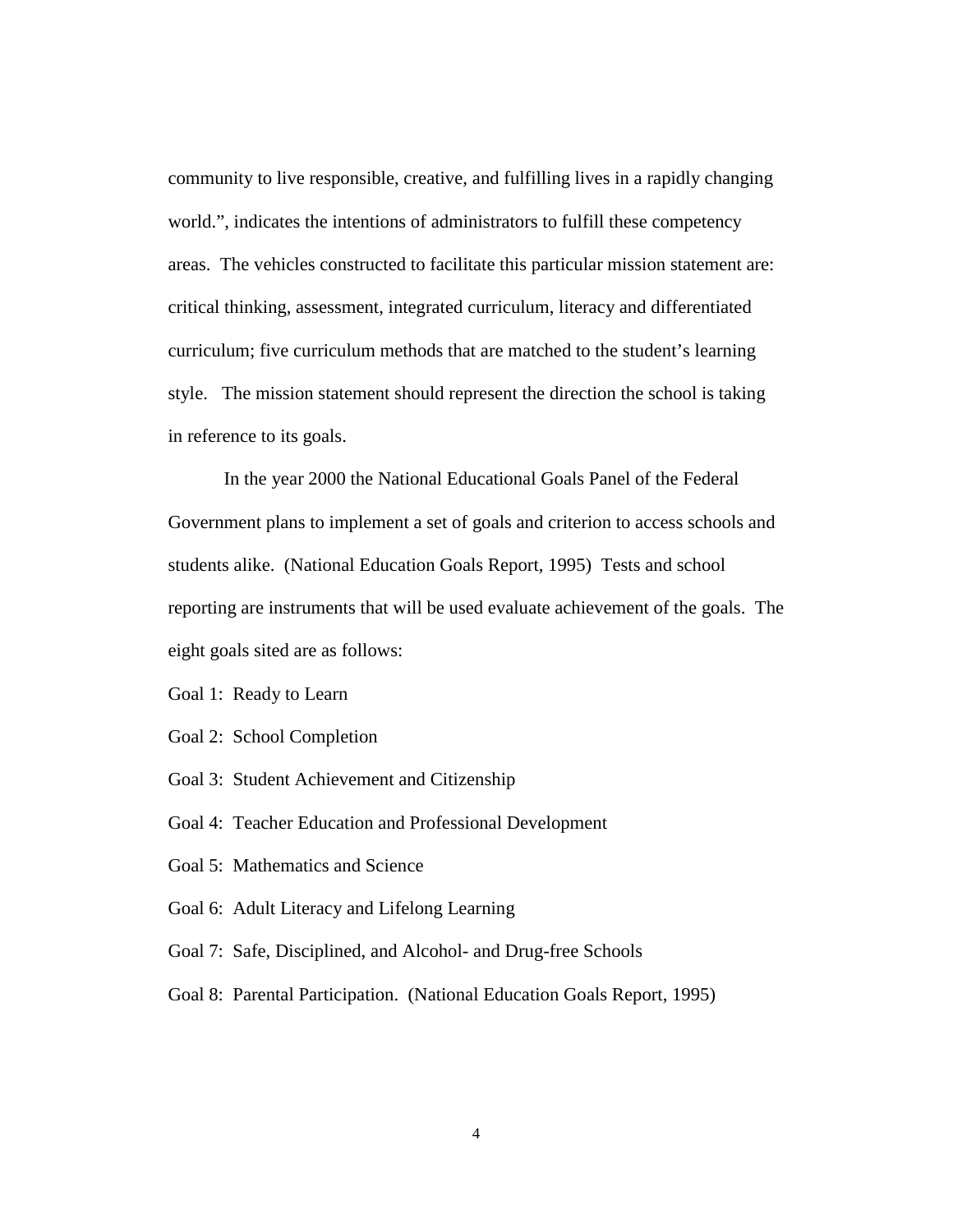community to live responsible, creative, and fulfilling lives in a rapidly changing world.", indicates the intentions of administrators to fulfill these competency areas. The vehicles constructed to facilitate this particular mission statement are: critical thinking, assessment, integrated curriculum, literacy and differentiated curriculum; five curriculum methods that are matched to the student's learning style. The mission statement should represent the direction the school is taking in reference to its goals.

In the year 2000 the National Educational Goals Panel of the Federal Government plans to implement a set of goals and criterion to access schools and students alike. (National Education Goals Report, 1995) Tests and school reporting are instruments that will be used evaluate achievement of the goals. The eight goals sited are as follows:

Goal 1: Ready to Learn

Goal 2: School Completion

Goal 3: Student Achievement and Citizenship

Goal 4: Teacher Education and Professional Development

Goal 5: Mathematics and Science

Goal 6: Adult Literacy and Lifelong Learning

Goal 7: Safe, Disciplined, and Alcohol- and Drug-free Schools

Goal 8: Parental Participation. (National Education Goals Report, 1995)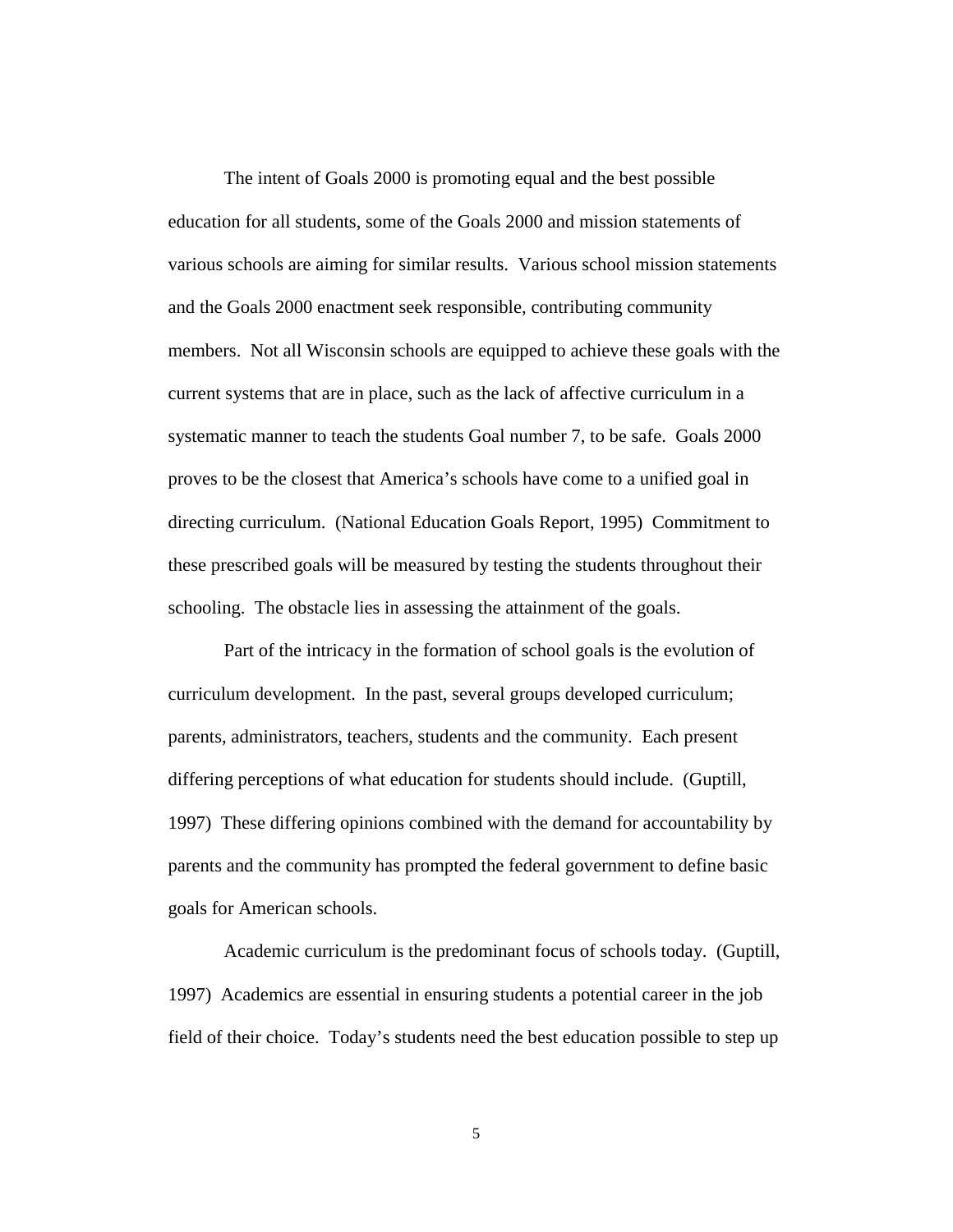The intent of Goals 2000 is promoting equal and the best possible education for all students, some of the Goals 2000 and mission statements of various schools are aiming for similar results. Various school mission statements and the Goals 2000 enactment seek responsible, contributing community members. Not all Wisconsin schools are equipped to achieve these goals with the current systems that are in place, such as the lack of affective curriculum in a systematic manner to teach the students Goal number 7, to be safe. Goals 2000 proves to be the closest that America's schools have come to a unified goal in directing curriculum. (National Education Goals Report, 1995) Commitment to these prescribed goals will be measured by testing the students throughout their schooling. The obstacle lies in assessing the attainment of the goals.

Part of the intricacy in the formation of school goals is the evolution of curriculum development. In the past, several groups developed curriculum; parents, administrators, teachers, students and the community. Each present differing perceptions of what education for students should include. (Guptill, 1997) These differing opinions combined with the demand for accountability by parents and the community has prompted the federal government to define basic goals for American schools.

Academic curriculum is the predominant focus of schools today. (Guptill, 1997) Academics are essential in ensuring students a potential career in the job field of their choice. Today's students need the best education possible to step up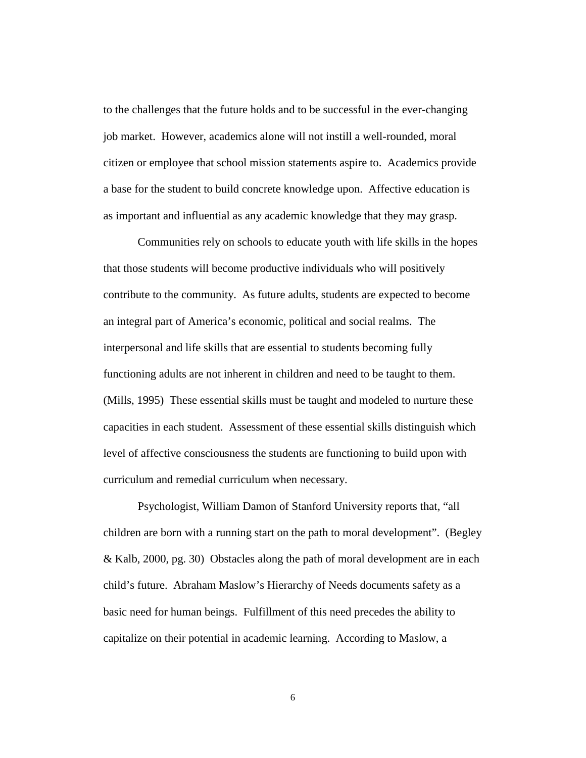to the challenges that the future holds and to be successful in the ever-changing job market. However, academics alone will not instill a well-rounded, moral citizen or employee that school mission statements aspire to. Academics provide a base for the student to build concrete knowledge upon. Affective education is as important and influential as any academic knowledge that they may grasp.

Communities rely on schools to educate youth with life skills in the hopes that those students will become productive individuals who will positively contribute to the community. As future adults, students are expected to become an integral part of America's economic, political and social realms. The interpersonal and life skills that are essential to students becoming fully functioning adults are not inherent in children and need to be taught to them. (Mills, 1995) These essential skills must be taught and modeled to nurture these capacities in each student. Assessment of these essential skills distinguish which level of affective consciousness the students are functioning to build upon with curriculum and remedial curriculum when necessary.

Psychologist, William Damon of Stanford University reports that, "all children are born with a running start on the path to moral development". (Begley & Kalb, 2000, pg. 30) Obstacles along the path of moral development are in each child's future. Abraham Maslow's Hierarchy of Needs documents safety as a basic need for human beings. Fulfillment of this need precedes the ability to capitalize on their potential in academic learning. According to Maslow, a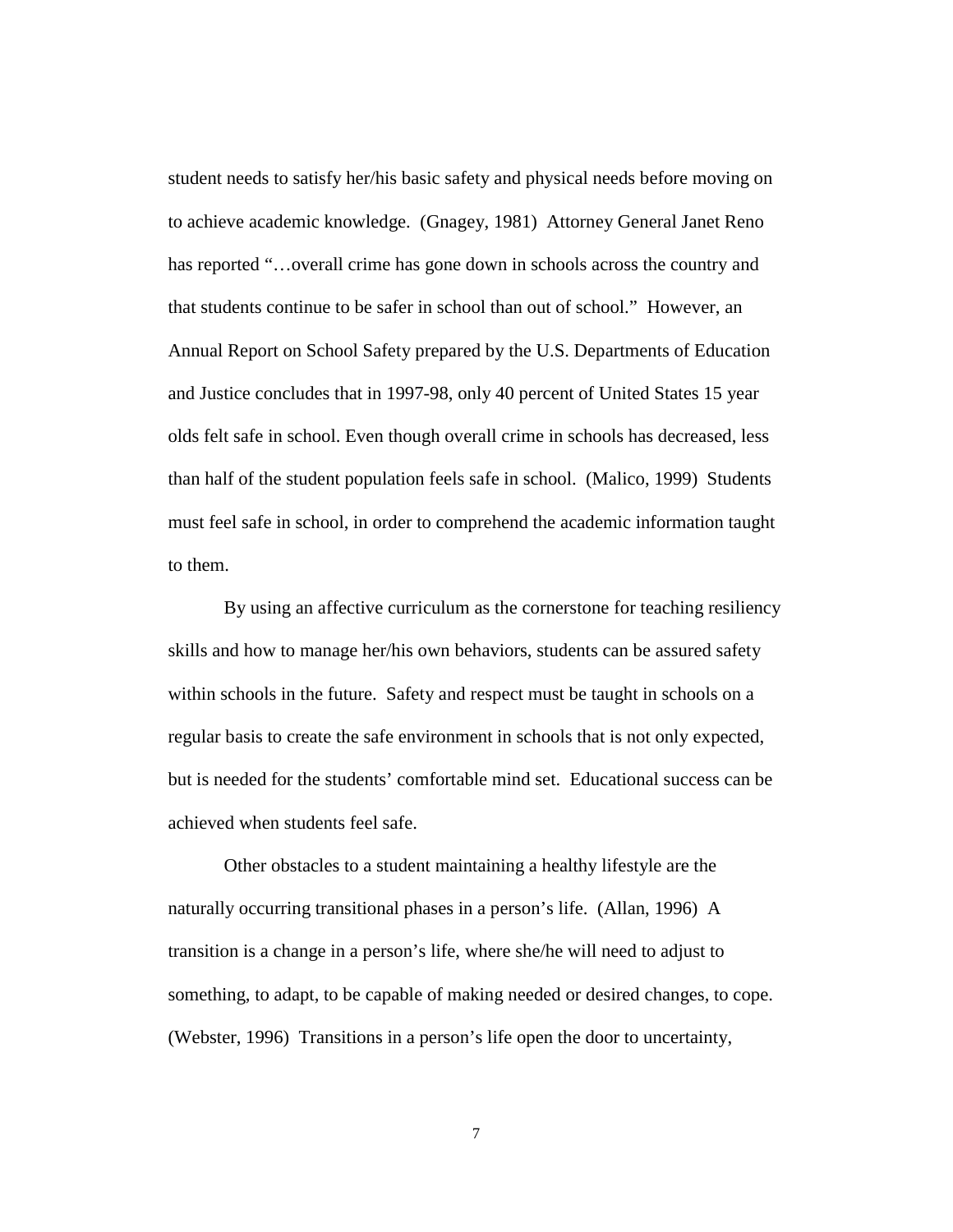student needs to satisfy her/his basic safety and physical needs before moving on to achieve academic knowledge. (Gnagey, 1981) Attorney General Janet Reno has reported "…overall crime has gone down in schools across the country and that students continue to be safer in school than out of school." However, an Annual Report on School Safety prepared by the U.S. Departments of Education and Justice concludes that in 1997-98, only 40 percent of United States 15 year olds felt safe in school. Even though overall crime in schools has decreased, less than half of the student population feels safe in school. (Malico, 1999) Students must feel safe in school, in order to comprehend the academic information taught to them.

By using an affective curriculum as the cornerstone for teaching resiliency skills and how to manage her/his own behaviors, students can be assured safety within schools in the future. Safety and respect must be taught in schools on a regular basis to create the safe environment in schools that is not only expected, but is needed for the students' comfortable mind set. Educational success can be achieved when students feel safe.

Other obstacles to a student maintaining a healthy lifestyle are the naturally occurring transitional phases in a person's life. (Allan, 1996) A transition is a change in a person's life, where she/he will need to adjust to something, to adapt, to be capable of making needed or desired changes, to cope. (Webster, 1996) Transitions in a person's life open the door to uncertainty,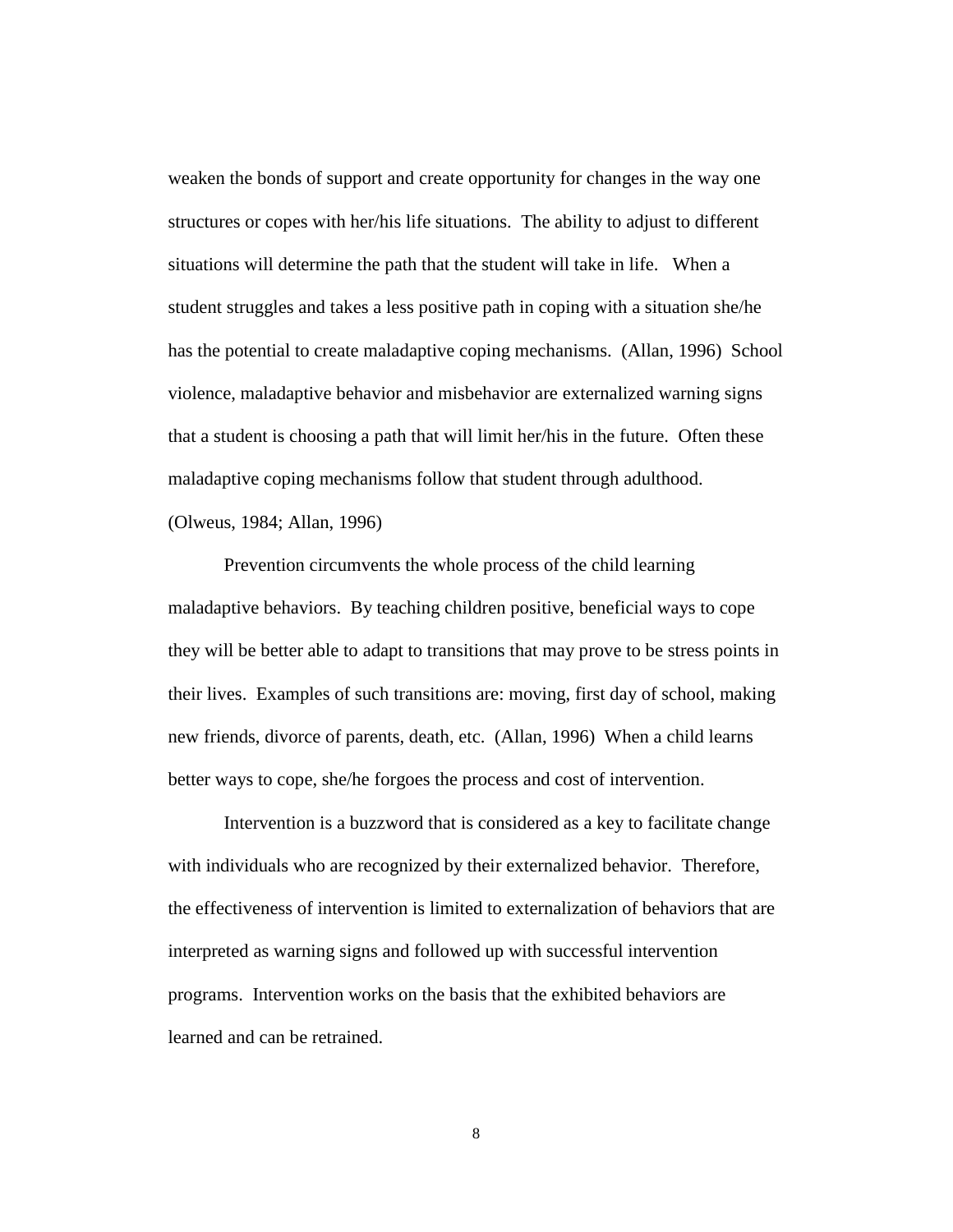weaken the bonds of support and create opportunity for changes in the way one structures or copes with her/his life situations. The ability to adjust to different situations will determine the path that the student will take in life. When a student struggles and takes a less positive path in coping with a situation she/he has the potential to create maladaptive coping mechanisms. (Allan, 1996) School violence, maladaptive behavior and misbehavior are externalized warning signs that a student is choosing a path that will limit her/his in the future. Often these maladaptive coping mechanisms follow that student through adulthood. (Olweus, 1984; Allan, 1996)

Prevention circumvents the whole process of the child learning maladaptive behaviors. By teaching children positive, beneficial ways to cope they will be better able to adapt to transitions that may prove to be stress points in their lives. Examples of such transitions are: moving, first day of school, making new friends, divorce of parents, death, etc. (Allan, 1996) When a child learns better ways to cope, she/he forgoes the process and cost of intervention.

Intervention is a buzzword that is considered as a key to facilitate change with individuals who are recognized by their externalized behavior. Therefore, the effectiveness of intervention is limited to externalization of behaviors that are interpreted as warning signs and followed up with successful intervention programs. Intervention works on the basis that the exhibited behaviors are learned and can be retrained.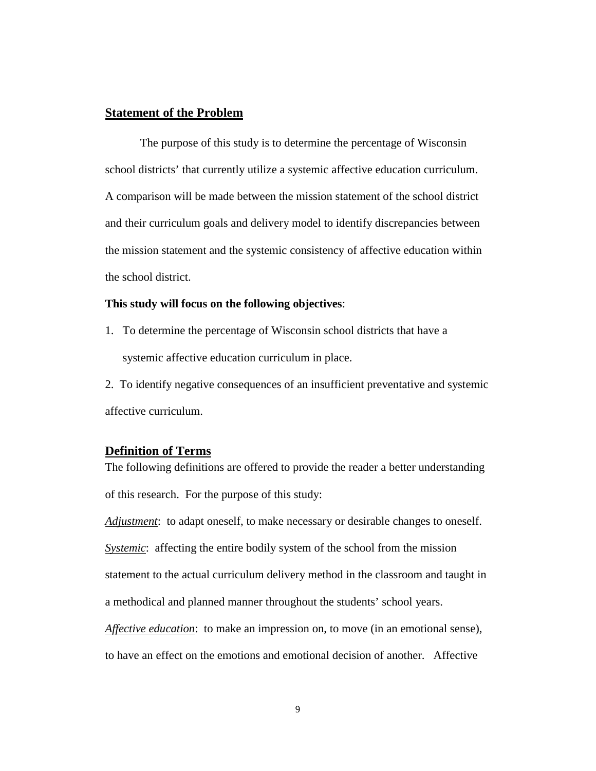## Statement of the Problem

The purpose of this study is to determine the percentage of Wisconsin school districts' that currently utilize a systemic affective education curriculum. A comparison will be made between the mission statement of the school district and their curriculum goals and delivery model to identify discrepancies between the mission statement and the systemic consistency of affective education within the school district.

**This study will focus on the following objectives**:

1. To determine the percentage of Wisconsin school districts that have a systemic affective education curriculum in place.
2. To identify negative consequences of an insufficient preventative and systemic affective curriculum.

## Definition of Terms

The following definitions are offered to provide the reader a better understanding of this research. For the purpose of this study:

*Adjustment*: to adapt oneself, to make necessary or desirable changes to oneself.

*Systemic*: affecting the entire bodily system of the school from the mission statement to the actual curriculum delivery method in the classroom and taught in a methodical and planned manner throughout the students' school years.

*Affective education*: to make an impression on, to move (in an emotional sense), to have an effect on the emotions and emotional decision of another. Affective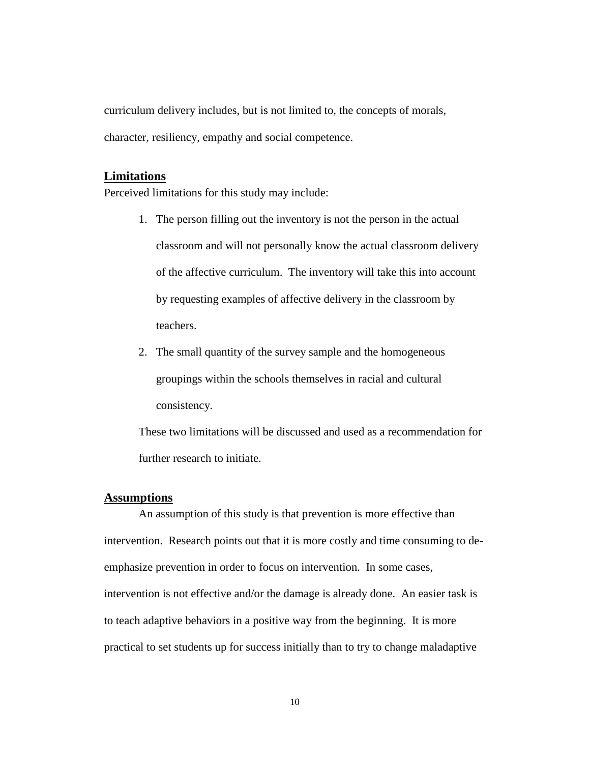curriculum delivery includes, but is not limited to, the concepts of morals, character, resiliency, empathy and social competence.

## Limitations

Perceived limitations for this study may include:

1. The person filling out the inventory is not the person in the actual classroom and will not personally know the actual classroom delivery of the affective curriculum. The inventory will take this into account by requesting examples of affective delivery in the classroom by teachers.
2. The small quantity of the survey sample and the homogeneous groupings within the schools themselves in racial and cultural consistency.

These two limitations will be discussed and used as a recommendation for further research to initiate.

## Assumptions

An assumption of this study is that prevention is more effective than intervention. Research points out that it is more costly and time consuming to de-emphasize prevention in order to focus on intervention. In some cases, intervention is not effective and/or the damage is already done. An easier task is to teach adaptive behaviors in a positive way from the beginning. It is more practical to set students up for success initially than to try to change maladaptive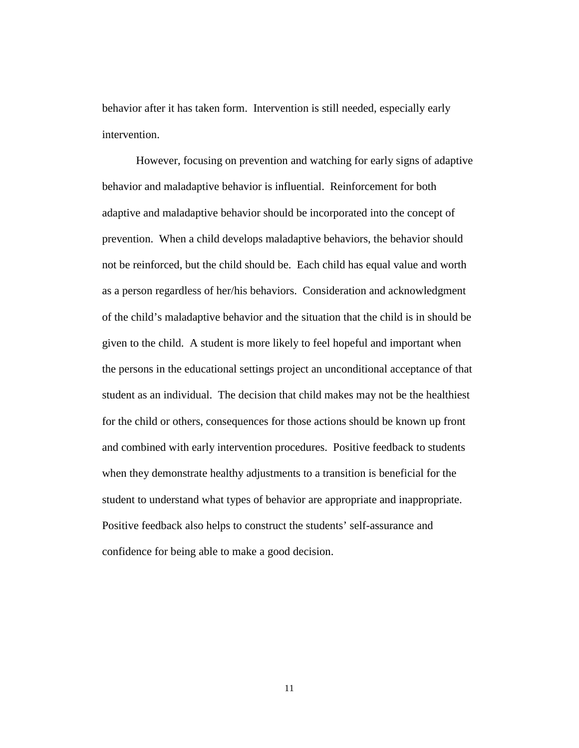behavior after it has taken form. Intervention is still needed, especially early intervention.

However, focusing on prevention and watching for early signs of adaptive behavior and maladaptive behavior is influential. Reinforcement for both adaptive and maladaptive behavior should be incorporated into the concept of prevention. When a child develops maladaptive behaviors, the behavior should not be reinforced, but the child should be. Each child has equal value and worth as a person regardless of her/his behaviors. Consideration and acknowledgment of the child's maladaptive behavior and the situation that the child is in should be given to the child. A student is more likely to feel hopeful and important when the persons in the educational settings project an unconditional acceptance of that student as an individual. The decision that child makes may not be the healthiest for the child or others, consequences for those actions should be known up front and combined with early intervention procedures. Positive feedback to students when they demonstrate healthy adjustments to a transition is beneficial for the student to understand what types of behavior are appropriate and inappropriate. Positive feedback also helps to construct the students' self-assurance and confidence for being able to make a good decision.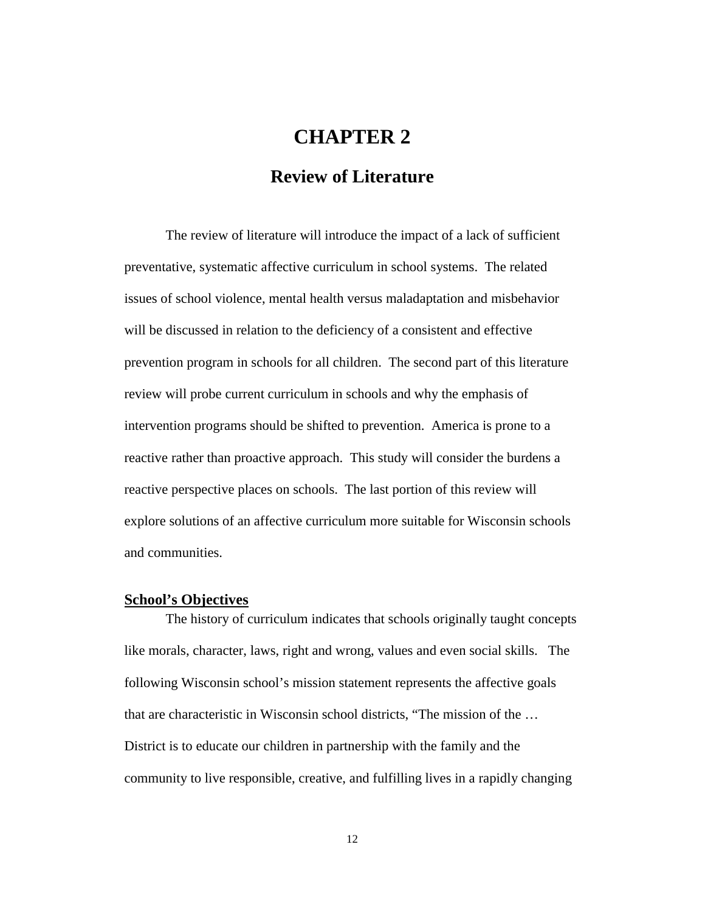# CHAPTER 2

## Review of Literature

The review of literature will introduce the impact of a lack of sufficient preventative, systematic affective curriculum in school systems. The related issues of school violence, mental health versus maladaptation and misbehavior will be discussed in relation to the deficiency of a consistent and effective prevention program in schools for all children. The second part of this literature review will probe current curriculum in schools and why the emphasis of intervention programs should be shifted to prevention. America is prone to a reactive rather than proactive approach. This study will consider the burdens a reactive perspective places on schools. The last portion of this review will explore solutions of an affective curriculum more suitable for Wisconsin schools and communities.

### School's Objectives

The history of curriculum indicates that schools originally taught concepts like morals, character, laws, right and wrong, values and even social skills. The following Wisconsin school's mission statement represents the affective goals that are characteristic in Wisconsin school districts, "The mission of the … District is to educate our children in partnership with the family and the community to live responsible, creative, and fulfilling lives in a rapidly changing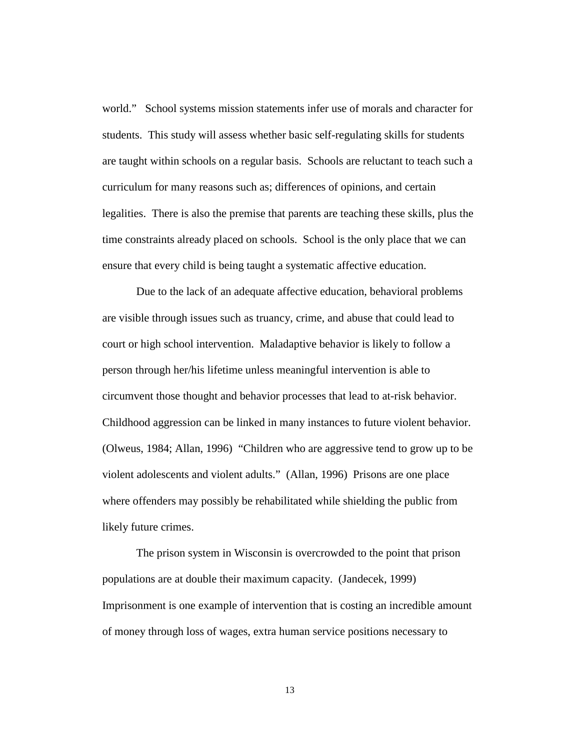world." School systems mission statements infer use of morals and character for students. This study will assess whether basic self-regulating skills for students are taught within schools on a regular basis. Schools are reluctant to teach such a curriculum for many reasons such as; differences of opinions, and certain legalities. There is also the premise that parents are teaching these skills, plus the time constraints already placed on schools. School is the only place that we can ensure that every child is being taught a systematic affective education.

Due to the lack of an adequate affective education, behavioral problems are visible through issues such as truancy, crime, and abuse that could lead to court or high school intervention. Maladaptive behavior is likely to follow a person through her/his lifetime unless meaningful intervention is able to circumvent those thought and behavior processes that lead to at-risk behavior. Childhood aggression can be linked in many instances to future violent behavior. (Olweus, 1984; Allan, 1996) "Children who are aggressive tend to grow up to be violent adolescents and violent adults." (Allan, 1996) Prisons are one place where offenders may possibly be rehabilitated while shielding the public from likely future crimes.

The prison system in Wisconsin is overcrowded to the point that prison populations are at double their maximum capacity. (Jandecek, 1999) Imprisonment is one example of intervention that is costing an incredible amount of money through loss of wages, extra human service positions necessary to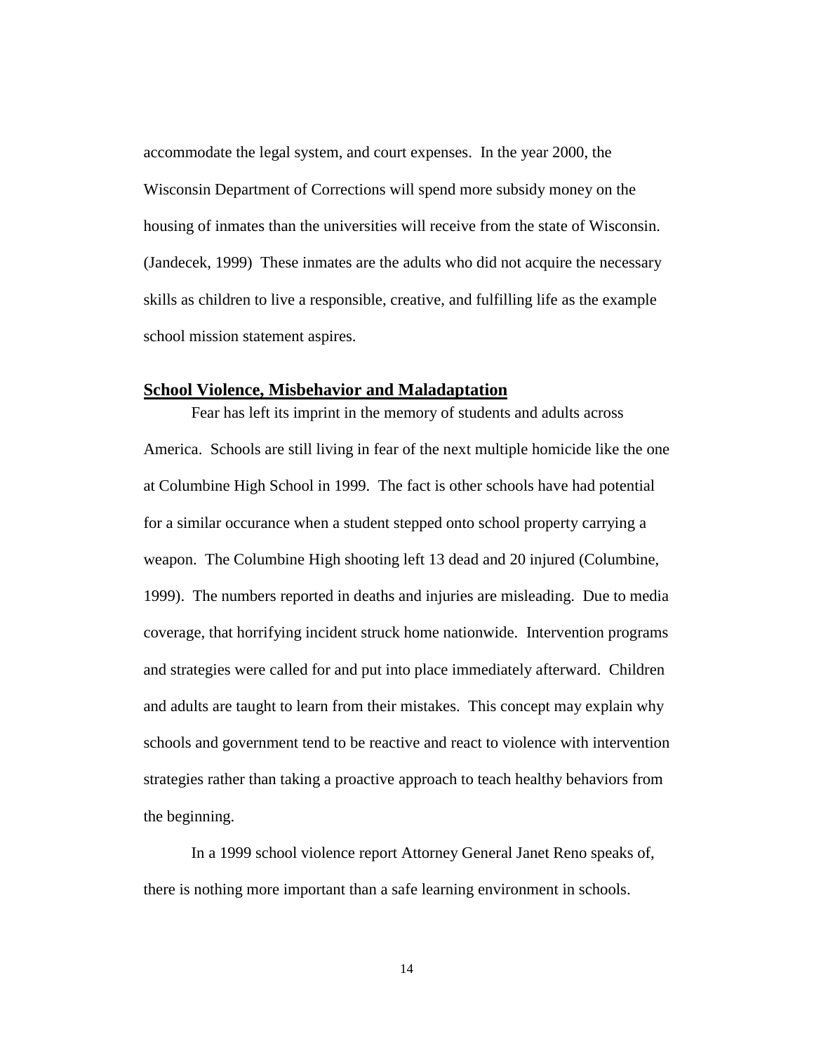accommodate the legal system, and court expenses. In the year 2000, the Wisconsin Department of Corrections will spend more subsidy money on the housing of inmates than the universities will receive from the state of Wisconsin. (Jandecek, 1999) These inmates are the adults who did not acquire the necessary skills as children to live a responsible, creative, and fulfilling life as the example school mission statement aspires.

## School Violence, Misbehavior and Maladaptation

Fear has left its imprint in the memory of students and adults across America. Schools are still living in fear of the next multiple homicide like the one at Columbine High School in 1999. The fact is other schools have had potential for a similar occurance when a student stepped onto school property carrying a weapon. The Columbine High shooting left 13 dead and 20 injured (Columbine, 1999). The numbers reported in deaths and injuries are misleading. Due to media coverage, that horrifying incident struck home nationwide. Intervention programs and strategies were called for and put into place immediately afterward. Children and adults are taught to learn from their mistakes. This concept may explain why schools and government tend to be reactive and react to violence with intervention strategies rather than taking a proactive approach to teach healthy behaviors from the beginning.

In a 1999 school violence report Attorney General Janet Reno speaks of, there is nothing more important than a safe learning environment in schools.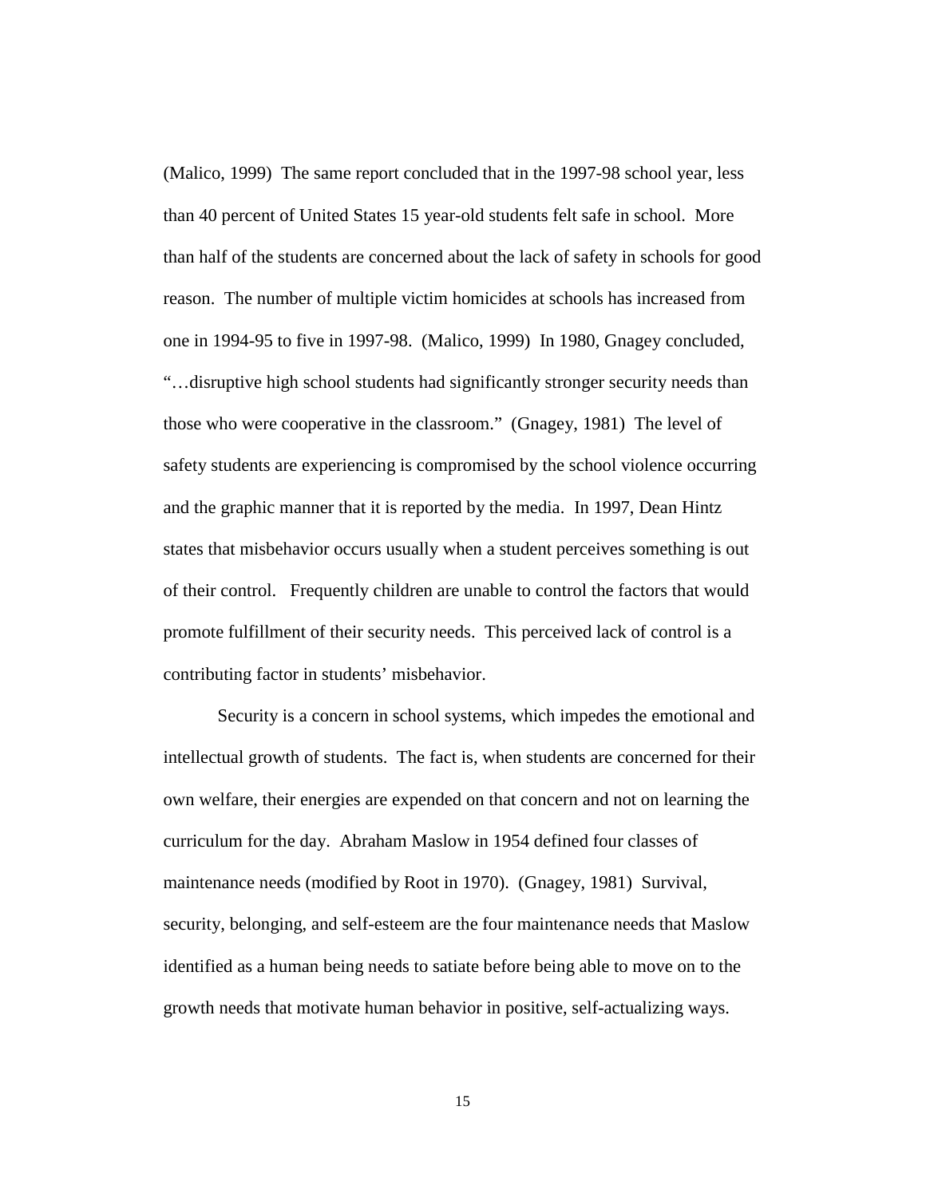(Malico, 1999) The same report concluded that in the 1997-98 school year, less than 40 percent of United States 15 year-old students felt safe in school. More than half of the students are concerned about the lack of safety in schools for good reason. The number of multiple victim homicides at schools has increased from one in 1994-95 to five in 1997-98. (Malico, 1999) In 1980, Gnagey concluded, "…disruptive high school students had significantly stronger security needs than those who were cooperative in the classroom." (Gnagey, 1981) The level of safety students are experiencing is compromised by the school violence occurring and the graphic manner that it is reported by the media. In 1997, Dean Hintz states that misbehavior occurs usually when a student perceives something is out of their control. Frequently children are unable to control the factors that would promote fulfillment of their security needs. This perceived lack of control is a contributing factor in students' misbehavior.

Security is a concern in school systems, which impedes the emotional and intellectual growth of students. The fact is, when students are concerned for their own welfare, their energies are expended on that concern and not on learning the curriculum for the day. Abraham Maslow in 1954 defined four classes of maintenance needs (modified by Root in 1970). (Gnagey, 1981) Survival, security, belonging, and self-esteem are the four maintenance needs that Maslow identified as a human being needs to satiate before being able to move on to the growth needs that motivate human behavior in positive, self-actualizing ways.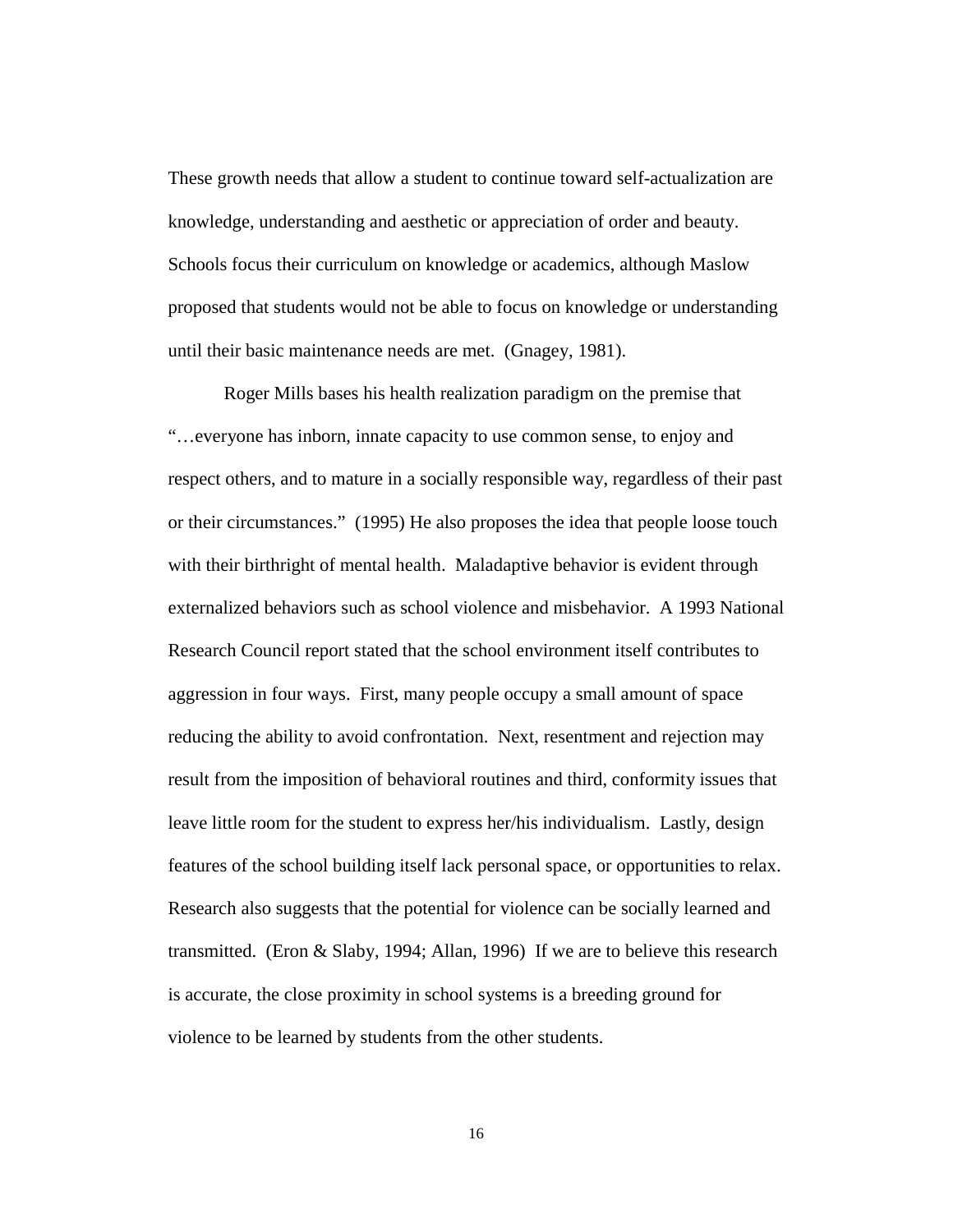These growth needs that allow a student to continue toward self-actualization are knowledge, understanding and aesthetic or appreciation of order and beauty. Schools focus their curriculum on knowledge or academics, although Maslow proposed that students would not be able to focus on knowledge or understanding until their basic maintenance needs are met. (Gnagey, 1981).

Roger Mills bases his health realization paradigm on the premise that "…everyone has inborn, innate capacity to use common sense, to enjoy and respect others, and to mature in a socially responsible way, regardless of their past or their circumstances." (1995) He also proposes the idea that people loose touch with their birthright of mental health. Maladaptive behavior is evident through externalized behaviors such as school violence and misbehavior. A 1993 National Research Council report stated that the school environment itself contributes to aggression in four ways. First, many people occupy a small amount of space reducing the ability to avoid confrontation. Next, resentment and rejection may result from the imposition of behavioral routines and third, conformity issues that leave little room for the student to express her/his individualism. Lastly, design features of the school building itself lack personal space, or opportunities to relax. Research also suggests that the potential for violence can be socially learned and transmitted. (Eron & Slaby, 1994; Allan, 1996) If we are to believe this research is accurate, the close proximity in school systems is a breeding ground for violence to be learned by students from the other students.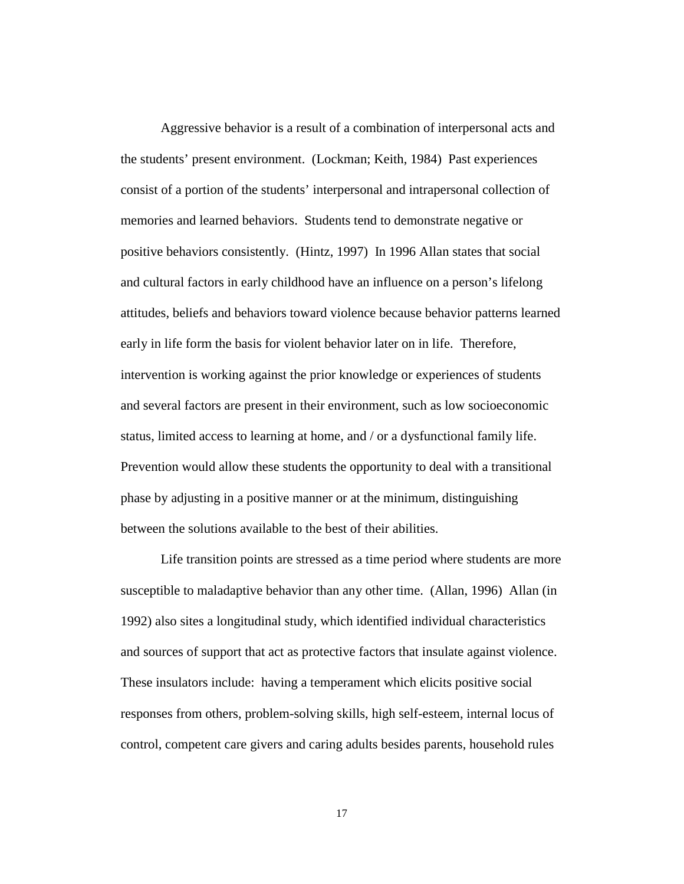Aggressive behavior is a result of a combination of interpersonal acts and the students' present environment. (Lockman; Keith, 1984) Past experiences consist of a portion of the students' interpersonal and intrapersonal collection of memories and learned behaviors. Students tend to demonstrate negative or positive behaviors consistently. (Hintz, 1997) In 1996 Allan states that social and cultural factors in early childhood have an influence on a person's lifelong attitudes, beliefs and behaviors toward violence because behavior patterns learned early in life form the basis for violent behavior later on in life. Therefore, intervention is working against the prior knowledge or experiences of students and several factors are present in their environment, such as low socioeconomic status, limited access to learning at home, and / or a dysfunctional family life. Prevention would allow these students the opportunity to deal with a transitional phase by adjusting in a positive manner or at the minimum, distinguishing between the solutions available to the best of their abilities.

Life transition points are stressed as a time period where students are more susceptible to maladaptive behavior than any other time. (Allan, 1996) Allan (in 1992) also sites a longitudinal study, which identified individual characteristics and sources of support that act as protective factors that insulate against violence. These insulators include: having a temperament which elicits positive social responses from others, problem-solving skills, high self-esteem, internal locus of control, competent care givers and caring adults besides parents, household rules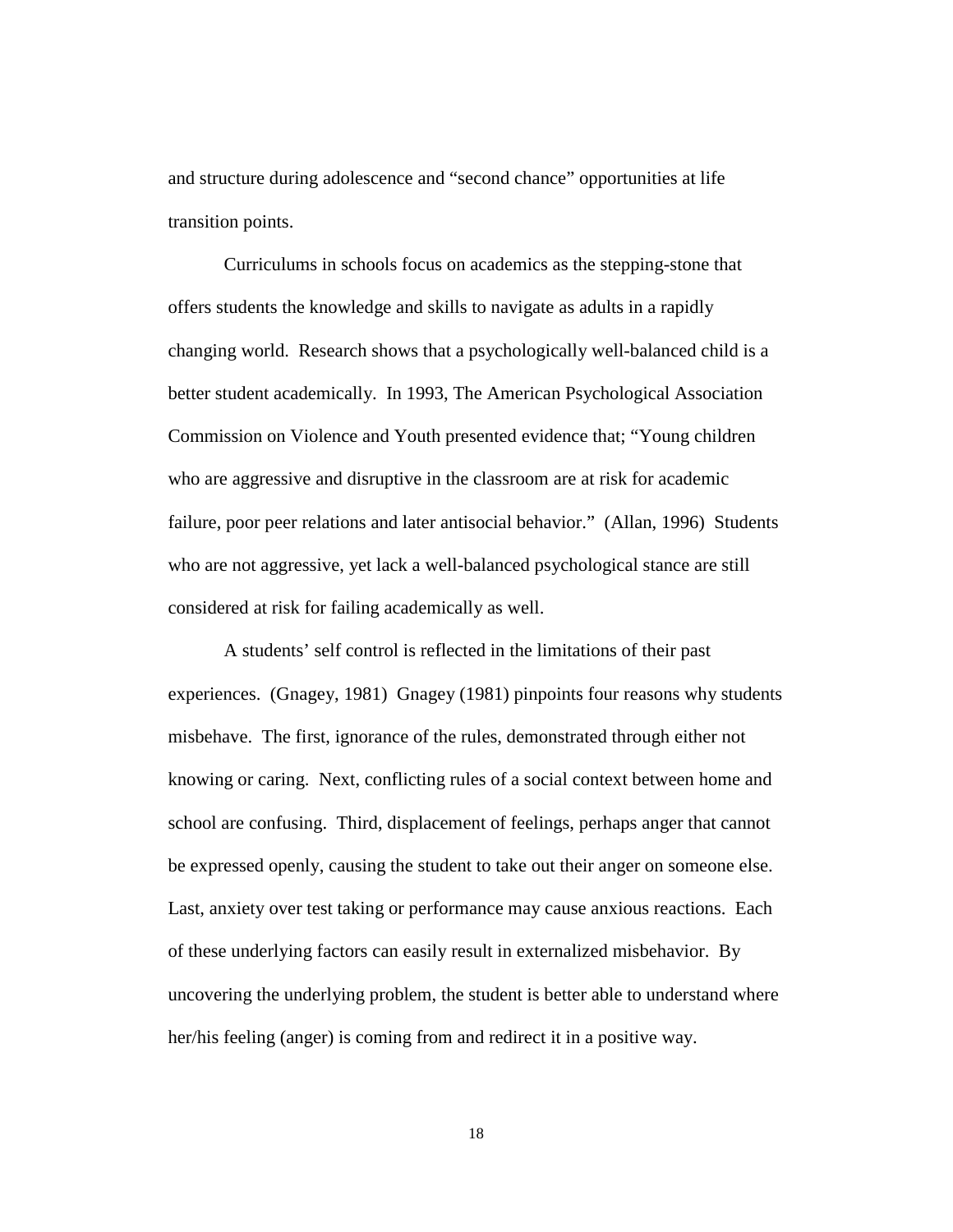and structure during adolescence and "second chance" opportunities at life transition points.

Curriculums in schools focus on academics as the stepping-stone that offers students the knowledge and skills to navigate as adults in a rapidly changing world. Research shows that a psychologically well-balanced child is a better student academically. In 1993, The American Psychological Association Commission on Violence and Youth presented evidence that; "Young children who are aggressive and disruptive in the classroom are at risk for academic failure, poor peer relations and later antisocial behavior." (Allan, 1996) Students who are not aggressive, yet lack a well-balanced psychological stance are still considered at risk for failing academically as well.

A students' self control is reflected in the limitations of their past experiences. (Gnagey, 1981) Gnagey (1981) pinpoints four reasons why students misbehave. The first, ignorance of the rules, demonstrated through either not knowing or caring. Next, conflicting rules of a social context between home and school are confusing. Third, displacement of feelings, perhaps anger that cannot be expressed openly, causing the student to take out their anger on someone else. Last, anxiety over test taking or performance may cause anxious reactions. Each of these underlying factors can easily result in externalized misbehavior. By uncovering the underlying problem, the student is better able to understand where her/his feeling (anger) is coming from and redirect it in a positive way.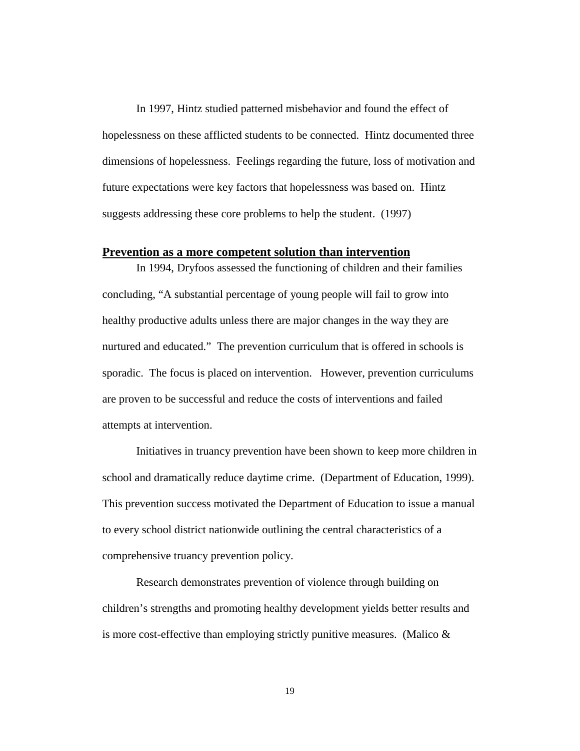In 1997, Hintz studied patterned misbehavior and found the effect of hopelessness on these afflicted students to be connected. Hintz documented three dimensions of hopelessness. Feelings regarding the future, loss of motivation and future expectations were key factors that hopelessness was based on. Hintz suggests addressing these core problems to help the student. (1997)

**<u>Prevention as a more competent solution than intervention</u>**

In 1994, Dryfoos assessed the functioning of children and their families concluding, "A substantial percentage of young people will fail to grow into healthy productive adults unless there are major changes in the way they are nurtured and educated." The prevention curriculum that is offered in schools is sporadic. The focus is placed on intervention. However, prevention curriculums are proven to be successful and reduce the costs of interventions and failed attempts at intervention.

Initiatives in truancy prevention have been shown to keep more children in school and dramatically reduce daytime crime. (Department of Education, 1999). This prevention success motivated the Department of Education to issue a manual to every school district nationwide outlining the central characteristics of a comprehensive truancy prevention policy.

Research demonstrates prevention of violence through building on children's strengths and promoting healthy development yields better results and is more cost-effective than employing strictly punitive measures. (Malico &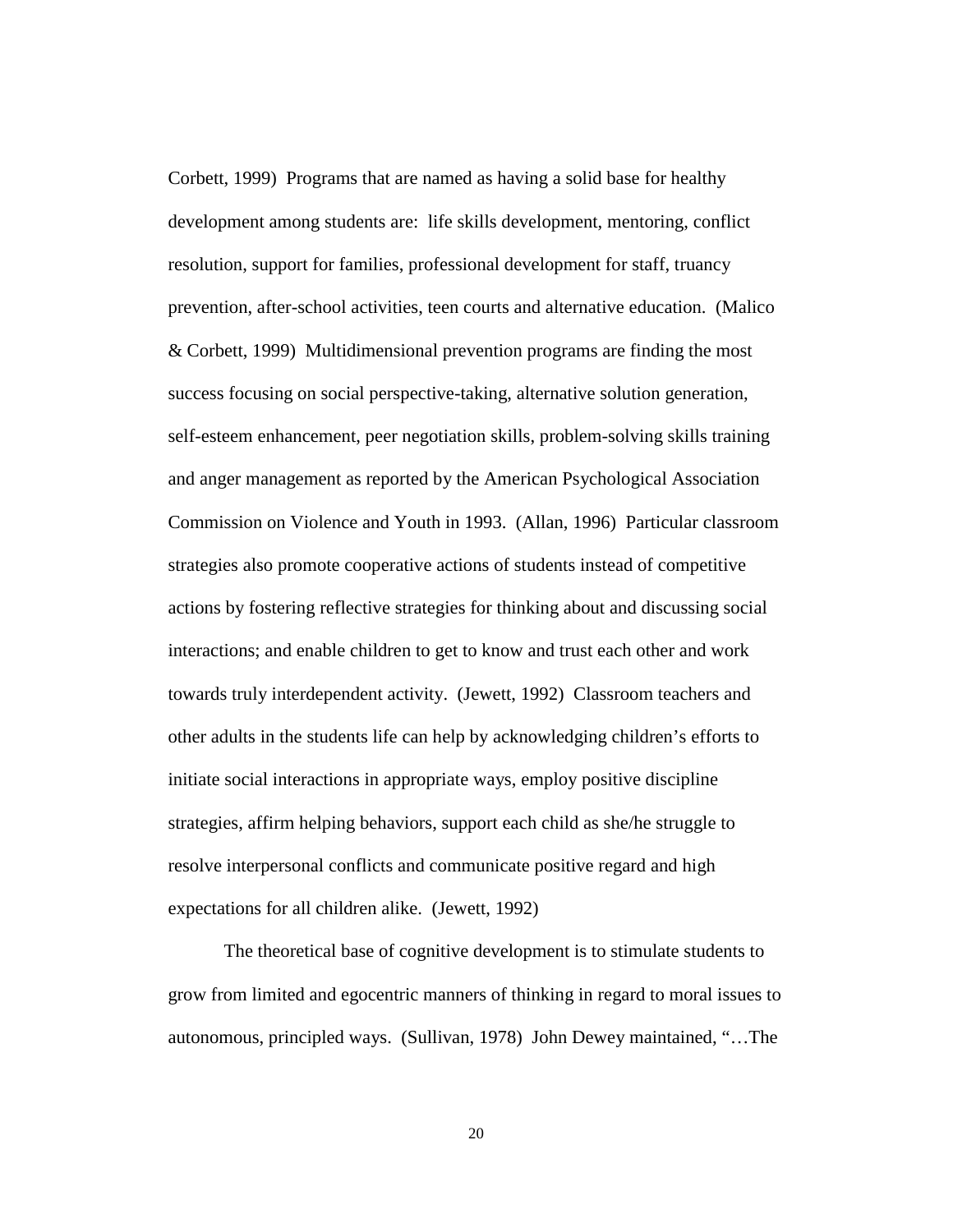Corbett, 1999)  Programs that are named as having a solid base for healthy development among students are:  life skills development, mentoring, conflict resolution, support for families, professional development for staff, truancy prevention, after-school activities, teen courts and alternative education.  (Malico & Corbett, 1999)  Multidimensional prevention programs are finding the most success focusing on social perspective-taking, alternative solution generation, self-esteem enhancement, peer negotiation skills, problem-solving skills training and anger management as reported by the American Psychological Association Commission on Violence and Youth in 1993.  (Allan, 1996)  Particular classroom strategies also promote cooperative actions of students instead of competitive actions by fostering reflective strategies for thinking about and discussing social interactions; and enable children to get to know and trust each other and work towards truly interdependent activity.  (Jewett, 1992)  Classroom teachers and other adults in the students life can help by acknowledging children's efforts to initiate social interactions in appropriate ways, employ positive discipline strategies, affirm helping behaviors, support each child as she/he struggle to resolve interpersonal conflicts and communicate positive regard and high expectations for all children alike.  (Jewett, 1992)

The theoretical base of cognitive development is to stimulate students to grow from limited and egocentric manners of thinking in regard to moral issues to autonomous, principled ways.  (Sullivan, 1978)  John Dewey maintained, "…The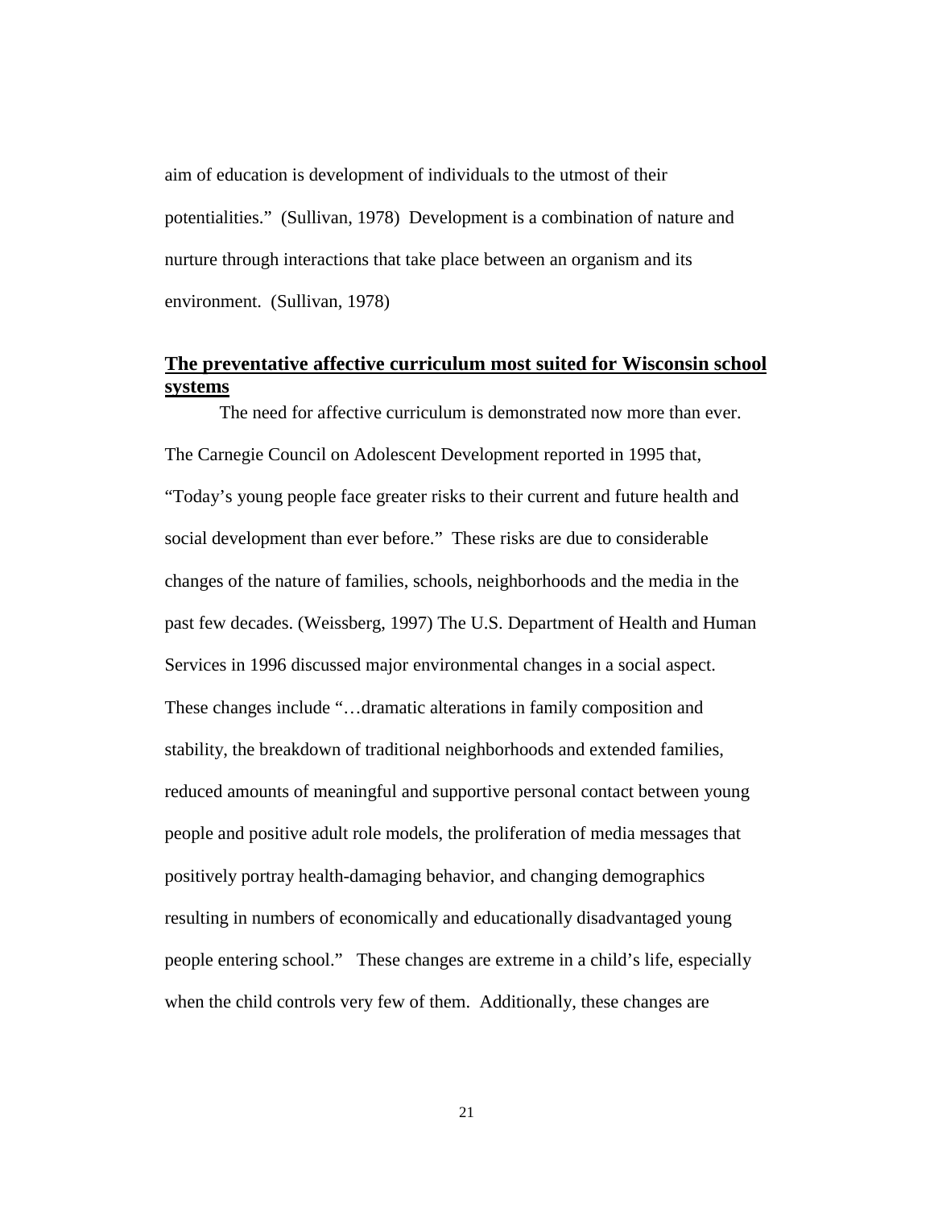aim of education is development of individuals to the utmost of their potentialities." (Sullivan, 1978) Development is a combination of nature and nurture through interactions that take place between an organism and its environment. (Sullivan, 1978)

## **The preventative affective curriculum most suited for Wisconsin school systems**

The need for affective curriculum is demonstrated now more than ever. The Carnegie Council on Adolescent Development reported in 1995 that, "Today's young people face greater risks to their current and future health and social development than ever before." These risks are due to considerable changes of the nature of families, schools, neighborhoods and the media in the past few decades. (Weissberg, 1997) The U.S. Department of Health and Human Services in 1996 discussed major environmental changes in a social aspect. These changes include "…dramatic alterations in family composition and stability, the breakdown of traditional neighborhoods and extended families, reduced amounts of meaningful and supportive personal contact between young people and positive adult role models, the proliferation of media messages that positively portray health-damaging behavior, and changing demographics resulting in numbers of economically and educationally disadvantaged young people entering school." These changes are extreme in a child's life, especially when the child controls very few of them. Additionally, these changes are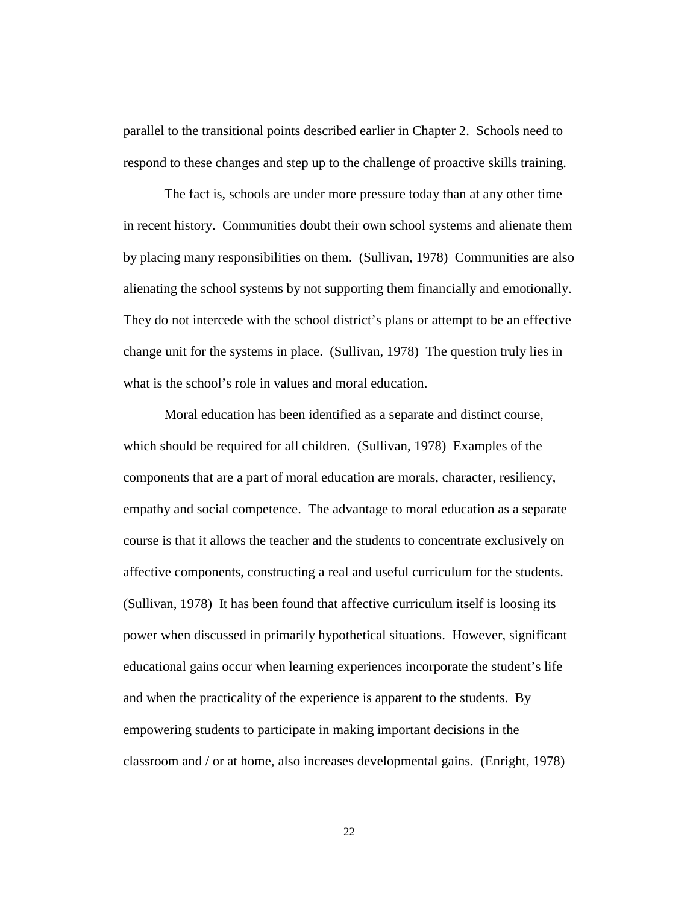parallel to the transitional points described earlier in Chapter 2. Schools need to respond to these changes and step up to the challenge of proactive skills training.

The fact is, schools are under more pressure today than at any other time in recent history. Communities doubt their own school systems and alienate them by placing many responsibilities on them. (Sullivan, 1978) Communities are also alienating the school systems by not supporting them financially and emotionally. They do not intercede with the school district's plans or attempt to be an effective change unit for the systems in place. (Sullivan, 1978) The question truly lies in what is the school's role in values and moral education.

Moral education has been identified as a separate and distinct course, which should be required for all children. (Sullivan, 1978) Examples of the components that are a part of moral education are morals, character, resiliency, empathy and social competence. The advantage to moral education as a separate course is that it allows the teacher and the students to concentrate exclusively on affective components, constructing a real and useful curriculum for the students. (Sullivan, 1978) It has been found that affective curriculum itself is loosing its power when discussed in primarily hypothetical situations. However, significant educational gains occur when learning experiences incorporate the student's life and when the practicality of the experience is apparent to the students. By empowering students to participate in making important decisions in the classroom and / or at home, also increases developmental gains. (Enright, 1978)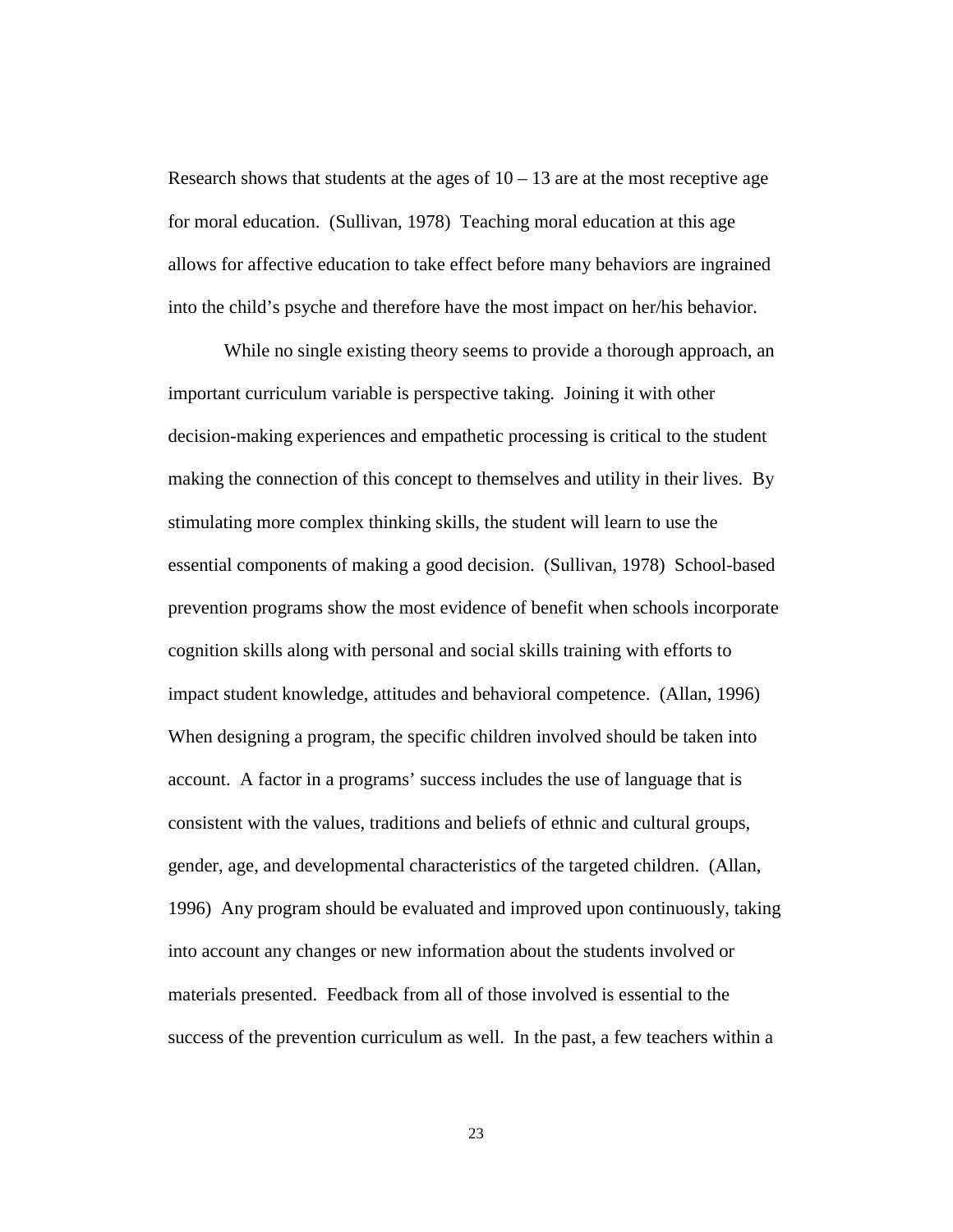Research shows that students at the ages of 10 – 13 are at the most receptive age for moral education. (Sullivan, 1978) Teaching moral education at this age allows for affective education to take effect before many behaviors are ingrained into the child's psyche and therefore have the most impact on her/his behavior.

While no single existing theory seems to provide a thorough approach, an important curriculum variable is perspective taking. Joining it with other decision-making experiences and empathetic processing is critical to the student making the connection of this concept to themselves and utility in their lives. By stimulating more complex thinking skills, the student will learn to use the essential components of making a good decision. (Sullivan, 1978) School-based prevention programs show the most evidence of benefit when schools incorporate cognition skills along with personal and social skills training with efforts to impact student knowledge, attitudes and behavioral competence. (Allan, 1996) When designing a program, the specific children involved should be taken into account. A factor in a programs' success includes the use of language that is consistent with the values, traditions and beliefs of ethnic and cultural groups, gender, age, and developmental characteristics of the targeted children. (Allan, 1996) Any program should be evaluated and improved upon continuously, taking into account any changes or new information about the students involved or materials presented. Feedback from all of those involved is essential to the success of the prevention curriculum as well. In the past, a few teachers within a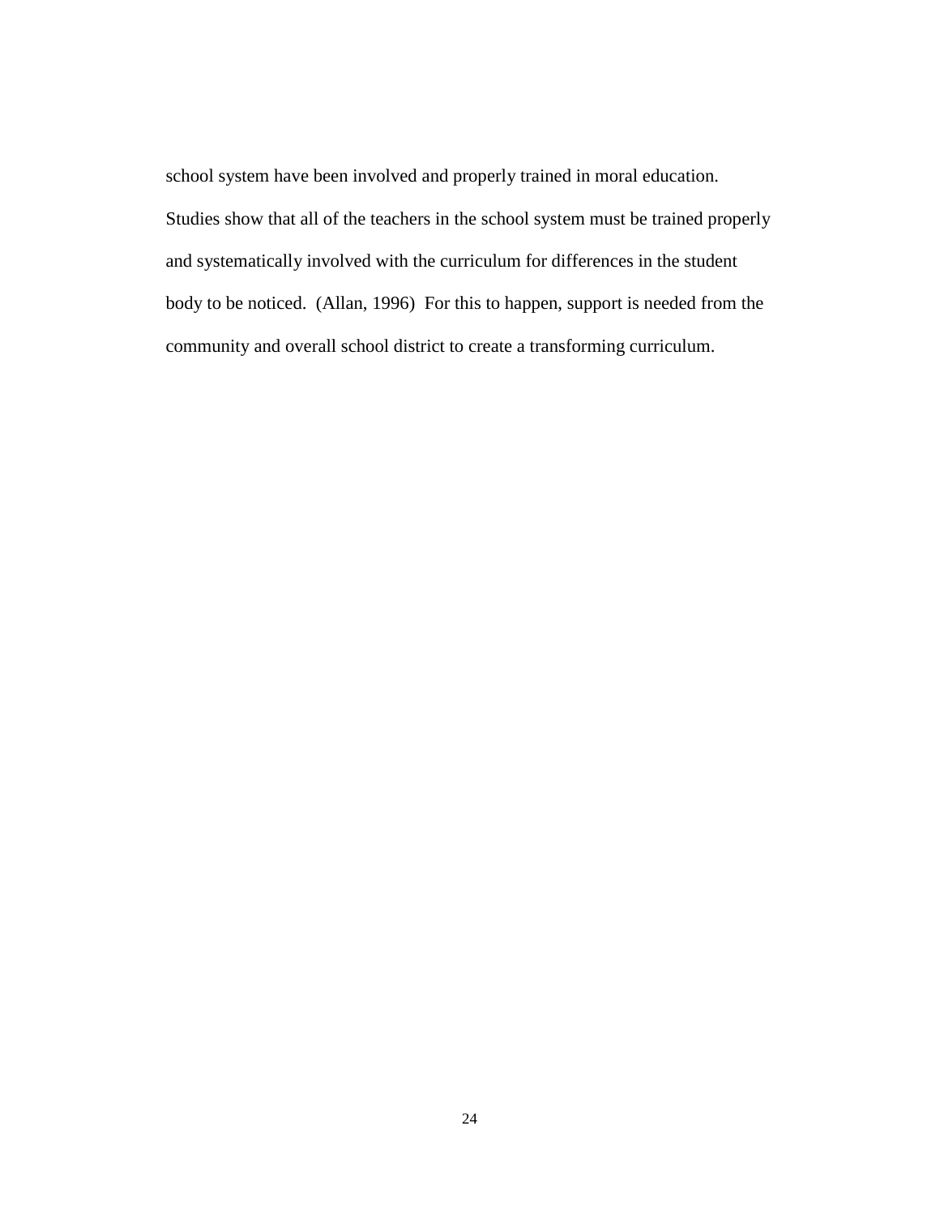school system have been involved and properly trained in moral education. Studies show that all of the teachers in the school system must be trained properly and systematically involved with the curriculum for differences in the student body to be noticed. (Allan, 1996) For this to happen, support is needed from the community and overall school district to create a transforming curriculum.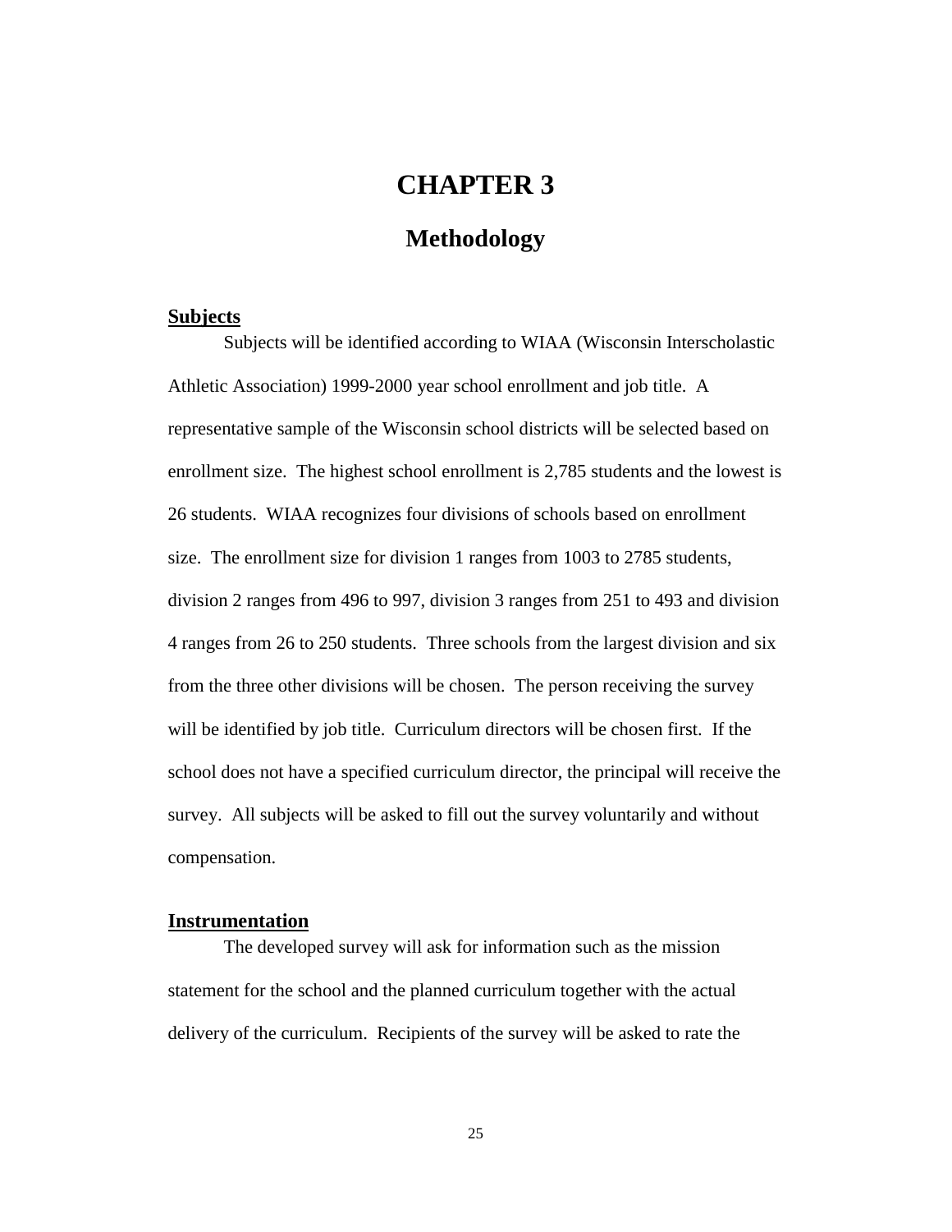# CHAPTER 3

## Methodology

### Subjects

Subjects will be identified according to WIAA (Wisconsin Interscholastic Athletic Association) 1999-2000 year school enrollment and job title. A representative sample of the Wisconsin school districts will be selected based on enrollment size. The highest school enrollment is 2,785 students and the lowest is 26 students. WIAA recognizes four divisions of schools based on enrollment size. The enrollment size for division 1 ranges from 1003 to 2785 students, division 2 ranges from 496 to 997, division 3 ranges from 251 to 493 and division 4 ranges from 26 to 250 students. Three schools from the largest division and six from the three other divisions will be chosen. The person receiving the survey will be identified by job title. Curriculum directors will be chosen first. If the school does not have a specified curriculum director, the principal will receive the survey. All subjects will be asked to fill out the survey voluntarily and without compensation.

### Instrumentation

The developed survey will ask for information such as the mission statement for the school and the planned curriculum together with the actual delivery of the curriculum. Recipients of the survey will be asked to rate the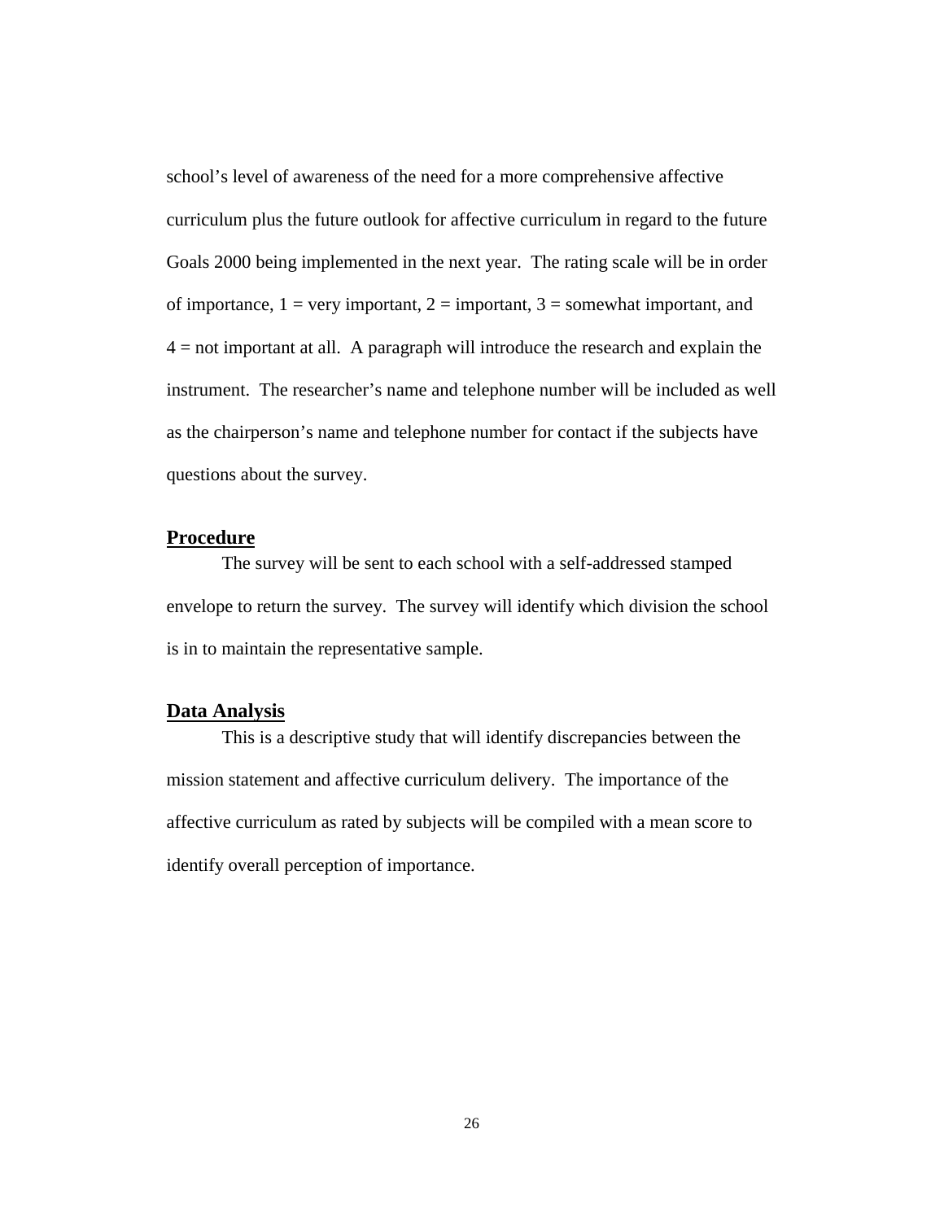school's level of awareness of the need for a more comprehensive affective curriculum plus the future outlook for affective curriculum in regard to the future Goals 2000 being implemented in the next year. The rating scale will be in order of importance, 1 = very important, 2 = important, 3 = somewhat important, and 4 = not important at all. A paragraph will introduce the research and explain the instrument. The researcher's name and telephone number will be included as well as the chairperson's name and telephone number for contact if the subjects have questions about the survey.

## Procedure

The survey will be sent to each school with a self-addressed stamped envelope to return the survey. The survey will identify which division the school is in to maintain the representative sample.

## Data Analysis

This is a descriptive study that will identify discrepancies between the mission statement and affective curriculum delivery. The importance of the affective curriculum as rated by subjects will be compiled with a mean score to identify overall perception of importance.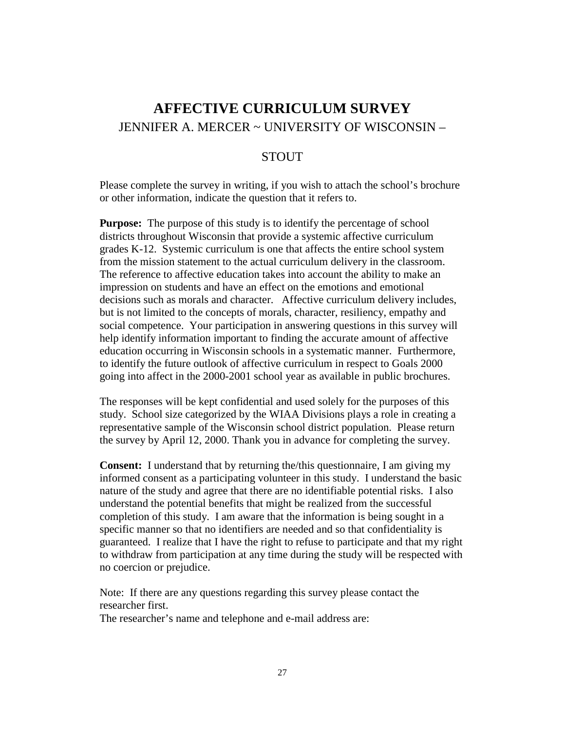# AFFECTIVE CURRICULUM SURVEY

JENNIFER A. MERCER ~ UNIVERSITY OF WISCONSIN – STOUT

Please complete the survey in writing, if you wish to attach the school's brochure or other information, indicate the question that it refers to.

**Purpose:** The purpose of this study is to identify the percentage of school districts throughout Wisconsin that provide a systemic affective curriculum grades K-12. Systemic curriculum is one that affects the entire school system from the mission statement to the actual curriculum delivery in the classroom. The reference to affective education takes into account the ability to make an impression on students and have an effect on the emotions and emotional decisions such as morals and character. Affective curriculum delivery includes, but is not limited to the concepts of morals, character, resiliency, empathy and social competence. Your participation in answering questions in this survey will help identify information important to finding the accurate amount of affective education occurring in Wisconsin schools in a systematic manner. Furthermore, to identify the future outlook of affective curriculum in respect to Goals 2000 going into affect in the 2000-2001 school year as available in public brochures.

The responses will be kept confidential and used solely for the purposes of this study. School size categorized by the WIAA Divisions plays a role in creating a representative sample of the Wisconsin school district population. Please return the survey by April 12, 2000. Thank you in advance for completing the survey.

**Consent:** I understand that by returning the/this questionnaire, I am giving my informed consent as a participating volunteer in this study. I understand the basic nature of the study and agree that there are no identifiable potential risks. I also understand the potential benefits that might be realized from the successful completion of this study. I am aware that the information is being sought in a specific manner so that no identifiers are needed and so that confidentiality is guaranteed. I realize that I have the right to refuse to participate and that my right to withdraw from participation at any time during the study will be respected with no coercion or prejudice.

Note: If there are any questions regarding this survey please contact the researcher first.
The researcher's name and telephone and e-mail address are: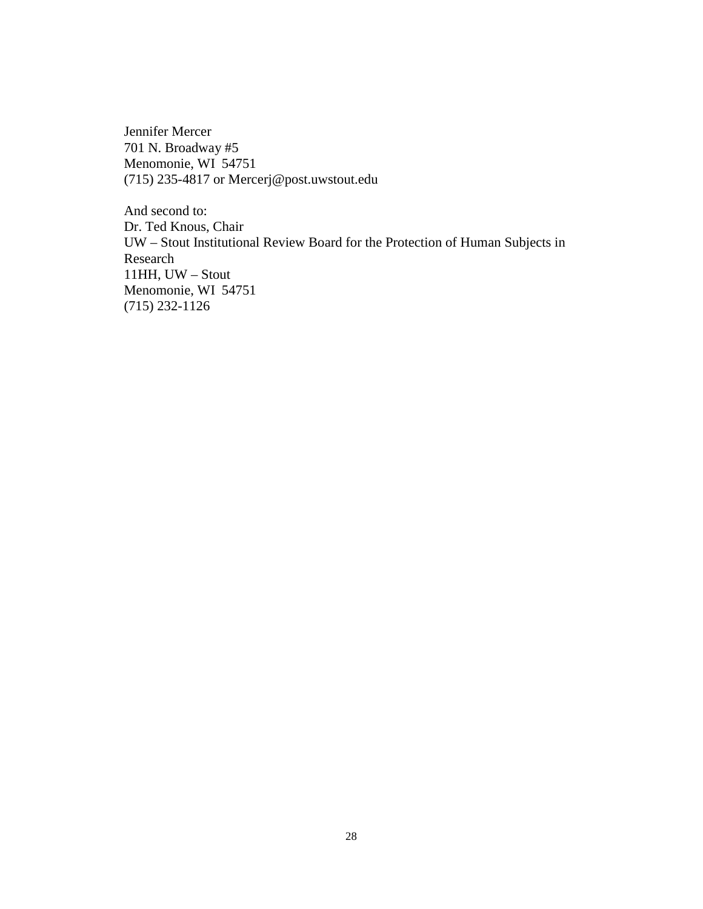Jennifer Mercer  
701 N. Broadway #5  
Menomonie, WI 54751  
(715) 235-4817 or Mercerj@post.uwstout.edu

And second to:  
Dr. Ted Knous, Chair  
UW – Stout Institutional Review Board for the Protection of Human Subjects in Research  
11HH, UW – Stout  
Menomonie, WI 54751  
(715) 232-1126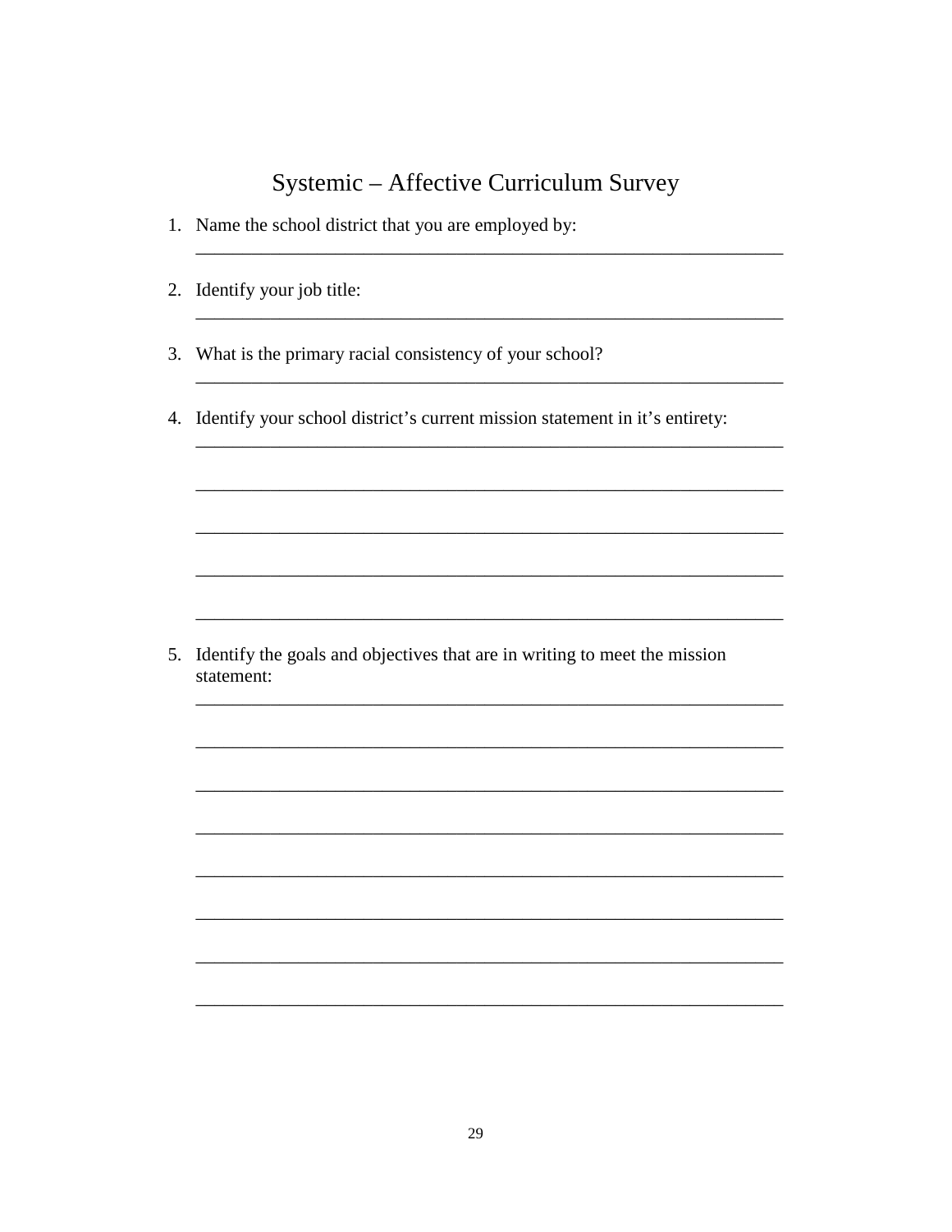# Systemic – Affective Curriculum Survey

1. Name the school district that you are employed by:
   ________________________________________________________________

2. Identify your job title:
   ________________________________________________________________

3. What is the primary racial consistency of your school?
   ________________________________________________________________

4. Identify your school district's current mission statement in it's entirety:
   ________________________________________________________________

   ________________________________________________________________

   ________________________________________________________________

   ________________________________________________________________

   ________________________________________________________________

5. Identify the goals and objectives that are in writing to meet the mission statement:
   ________________________________________________________________

   ________________________________________________________________

   ________________________________________________________________

   ________________________________________________________________

   ________________________________________________________________

   ________________________________________________________________

   ________________________________________________________________

   ________________________________________________________________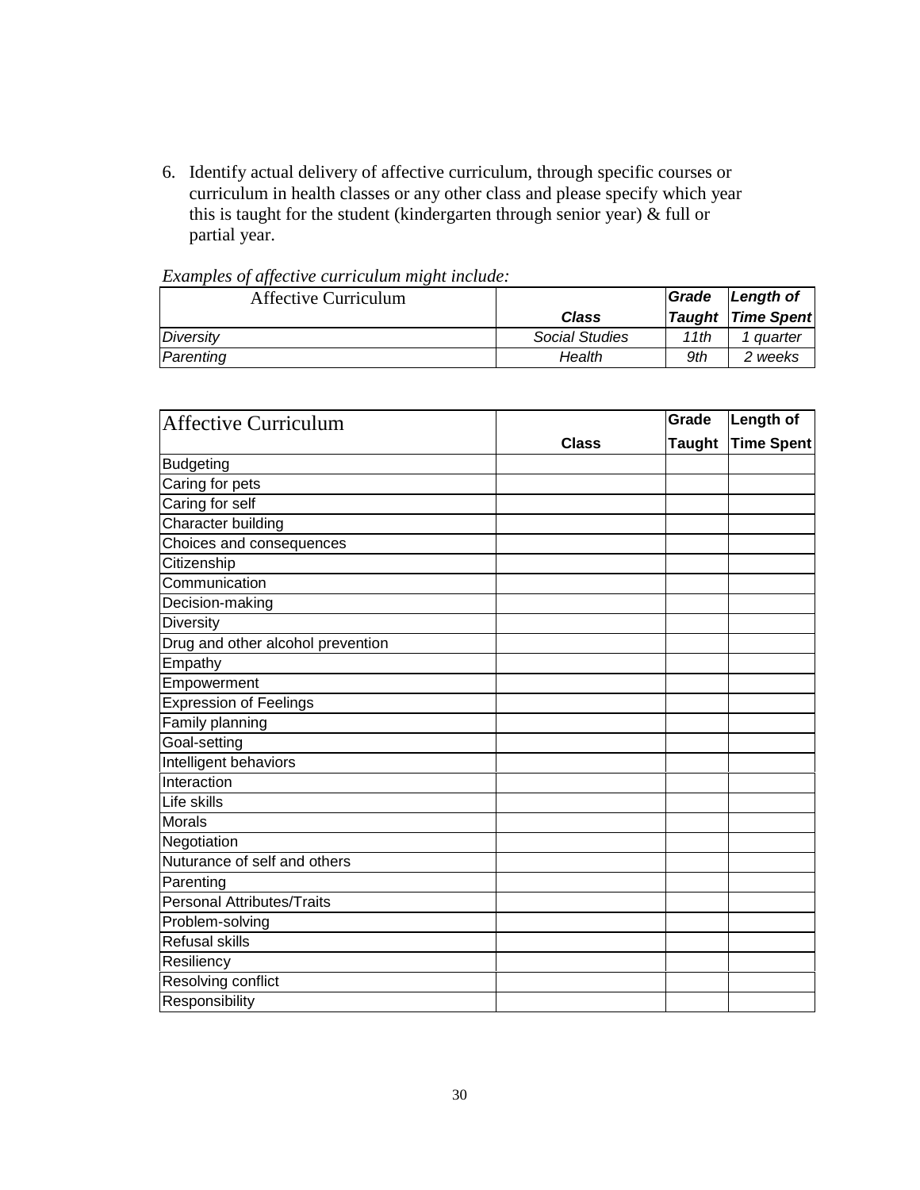6. Identify actual delivery of affective curriculum, through specific courses or curriculum in health classes or any other class and please specify which year this is taught for the student (kindergarten through senior year) & full or partial year.

*Examples of affective curriculum might include:*

| Affective Curriculum | ***Class*** | ***Grade Taught*** | ***Length of Time Spent*** |
|---|---|---|---|
| *Diversity* | *Social Studies* | *11th* | *1 quarter* |
| *Parenting* | *Health* | *9th* | *2 weeks* |

| Affective Curriculum | **Class** | **Grade Taught** | **Length of Time Spent** |
|---|---|---|---|
| Budgeting | | | |
| Caring for pets | | | |
| Caring for self | | | |
| Character building | | | |
| Choices and consequences | | | |
| Citizenship | | | |
| Communication | | | |
| Decision-making | | | |
| Diversity | | | |
| Drug and other alcohol prevention | | | |
| Empathy | | | |
| Empowerment | | | |
| Expression of Feelings | | | |
| Family planning | | | |
| Goal-setting | | | |
| Intelligent behaviors | | | |
| Interaction | | | |
| Life skills | | | |
| Morals | | | |
| Negotiation | | | |
| Nuturance of self and others | | | |
| Parenting | | | |
| Personal Attributes/Traits | | | |
| Problem-solving | | | |
| Refusal skills | | | |
| Resiliency | | | |
| Resolving conflict | | | |
| Responsibility | | | |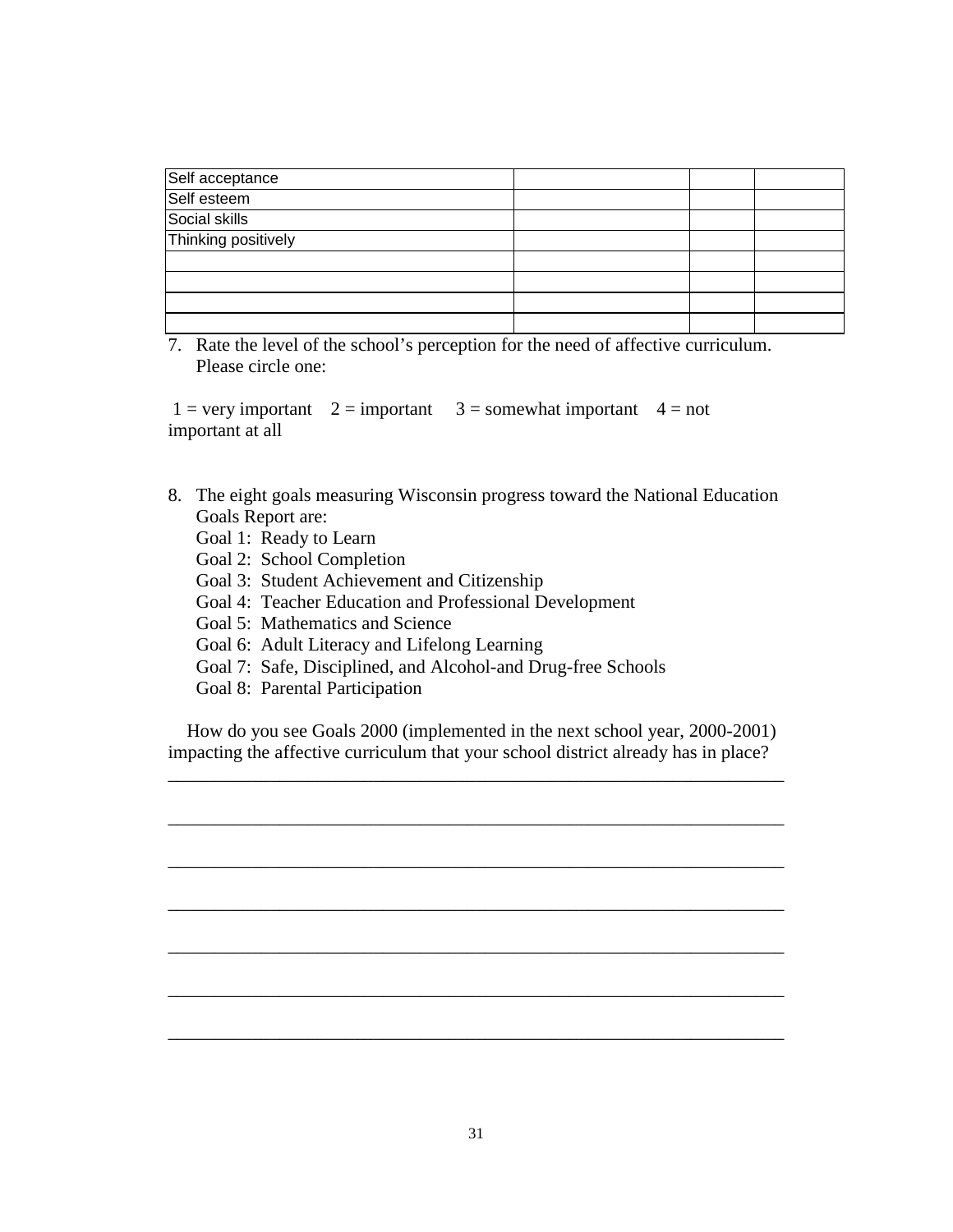| Self acceptance | | | |
|---|---|---|---|
| Self esteem | | | |
| Social skills | | | |
| Thinking positively | | | |
| | | | |
| | | | |
| | | | |
| | | | |

7. Rate the level of the school's perception for the need of affective curriculum. Please circle one:

1 = very important    2 = important    3 = somewhat important    4 = not important at all

8. The eight goals measuring Wisconsin progress toward the National Education Goals Report are:
   Goal 1: Ready to Learn
   Goal 2: School Completion
   Goal 3: Student Achievement and Citizenship
   Goal 4: Teacher Education and Professional Development
   Goal 5: Mathematics and Science
   Goal 6: Adult Literacy and Lifelong Learning
   Goal 7: Safe, Disciplined, and Alcohol-and Drug-free Schools
   Goal 8: Parental Participation

How do you see Goals 2000 (implemented in the next school year, 2000-2001) impacting the affective curriculum that your school district already has in place?

___________________________________________________________________

___________________________________________________________________

___________________________________________________________________

___________________________________________________________________

___________________________________________________________________

___________________________________________________________________

___________________________________________________________________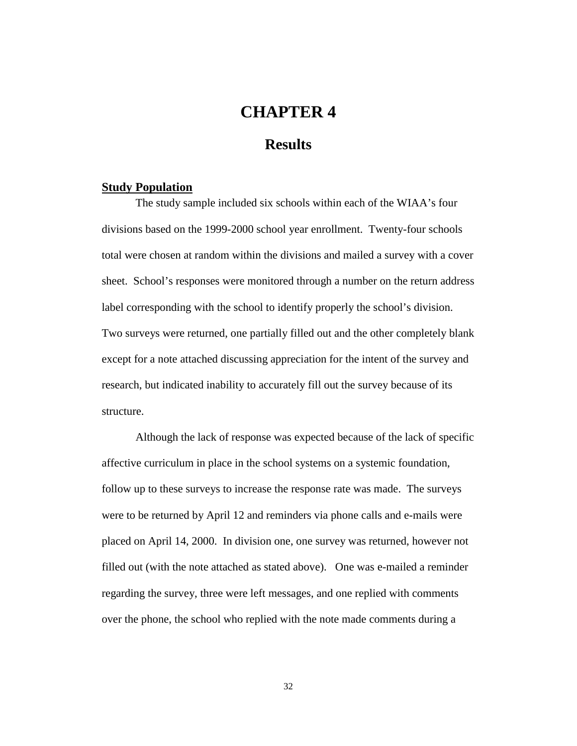# CHAPTER 4

## Results

**Study Population**

The study sample included six schools within each of the WIAA's four divisions based on the 1999-2000 school year enrollment. Twenty-four schools total were chosen at random within the divisions and mailed a survey with a cover sheet. School's responses were monitored through a number on the return address label corresponding with the school to identify properly the school's division. Two surveys were returned, one partially filled out and the other completely blank except for a note attached discussing appreciation for the intent of the survey and research, but indicated inability to accurately fill out the survey because of its structure.

Although the lack of response was expected because of the lack of specific affective curriculum in place in the school systems on a systemic foundation, follow up to these surveys to increase the response rate was made. The surveys were to be returned by April 12 and reminders via phone calls and e-mails were placed on April 14, 2000. In division one, one survey was returned, however not filled out (with the note attached as stated above). One was e-mailed a reminder regarding the survey, three were left messages, and one replied with comments over the phone, the school who replied with the note made comments during a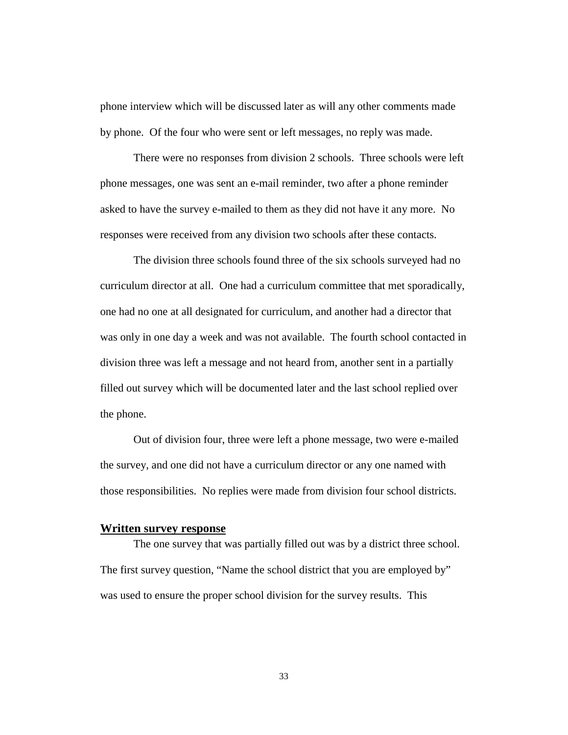phone interview which will be discussed later as will any other comments made by phone. Of the four who were sent or left messages, no reply was made.

There were no responses from division 2 schools. Three schools were left phone messages, one was sent an e-mail reminder, two after a phone reminder asked to have the survey e-mailed to them as they did not have it any more. No responses were received from any division two schools after these contacts.

The division three schools found three of the six schools surveyed had no curriculum director at all. One had a curriculum committee that met sporadically, one had no one at all designated for curriculum, and another had a director that was only in one day a week and was not available. The fourth school contacted in division three was left a message and not heard from, another sent in a partially filled out survey which will be documented later and the last school replied over the phone.

Out of division four, three were left a phone message, two were e-mailed the survey, and one did not have a curriculum director or any one named with those responsibilities. No replies were made from division four school districts.

**Written survey response**

The one survey that was partially filled out was by a district three school. The first survey question, "Name the school district that you are employed by" was used to ensure the proper school division for the survey results. This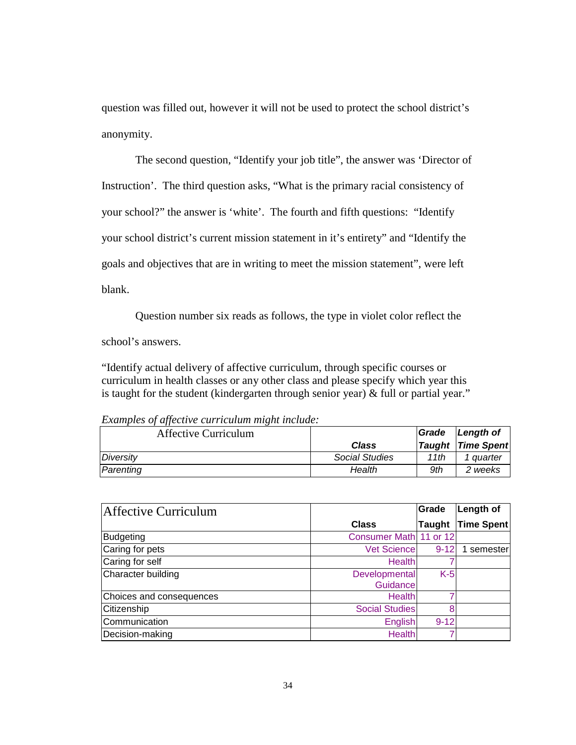question was filled out, however it will not be used to protect the school district's anonymity.

The second question, "Identify your job title", the answer was 'Director of Instruction'. The third question asks, "What is the primary racial consistency of your school?" the answer is 'white'. The fourth and fifth questions: "Identify your school district's current mission statement in it's entirety" and "Identify the goals and objectives that are in writing to meet the mission statement", were left blank.

Question number six reads as follows, the type in violet color reflect the school's answers.

"Identify actual delivery of affective curriculum, through specific courses or curriculum in health classes or any other class and please specify which year this is taught for the student (kindergarten through senior year) & full or partial year."

*Examples of affective curriculum might include:*

| Affective Curriculum | *Class* | *Grade Taught* | *Length of Time Spent* |
|---|---|---|---|
| *Diversity* | *Social Studies* | *11th* | *1 quarter* |
| *Parenting* | *Health* | *9th* | *2 weeks* |

| Affective Curriculum | Class | Grade Taught | Length of Time Spent |
|---|---|---|---|
| Budgeting | Consumer Math | 11 or 12 | |
| Caring for pets | Vet Science | 9-12 | 1 semester |
| Caring for self | Health | 7 | |
| Character building | Developmental Guidance | K-5 | |
| Choices and consequences | Health | 7 | |
| Citizenship | Social Studies | 8 | |
| Communication | English | 9-12 | |
| Decision-making | Health | 7 | |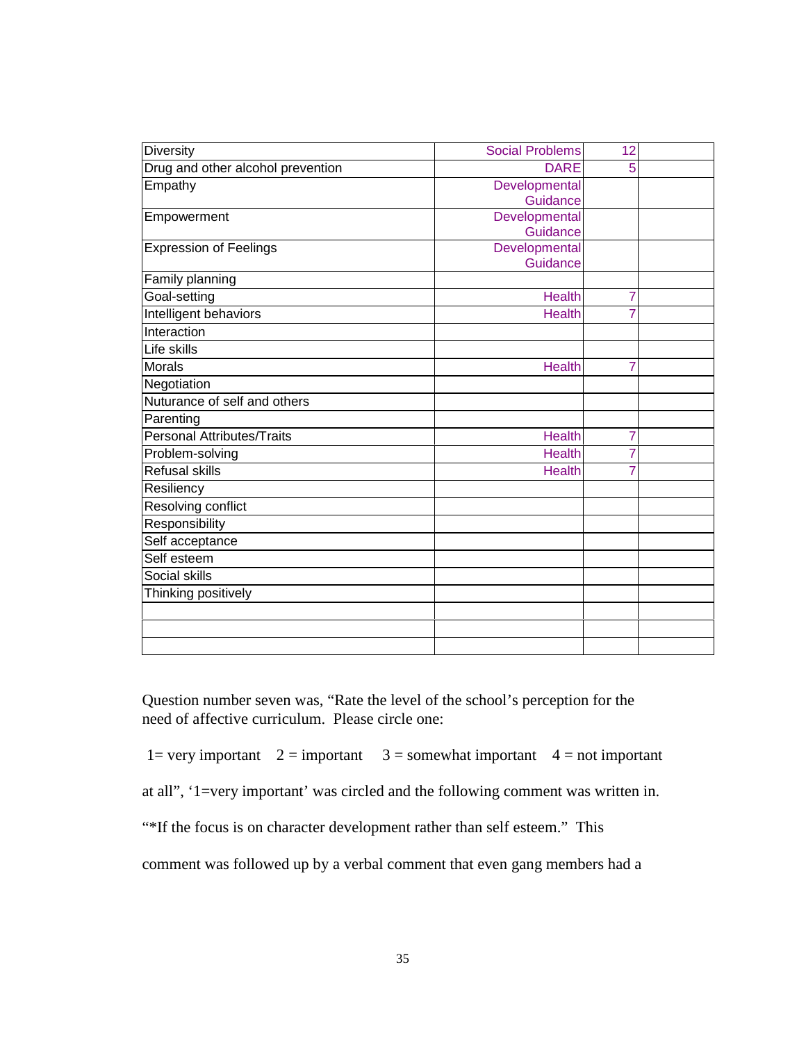| | | | |
|---|---|---|---|
| Diversity | Social Problems | 12 | |
| Drug and other alcohol prevention | DARE | 5 | |
| Empathy | Developmental Guidance | | |
| Empowerment | Developmental Guidance | | |
| Expression of Feelings | Developmental Guidance | | |
| Family planning | | | |
| Goal-setting | Health | 7 | |
| Intelligent behaviors | Health | 7 | |
| Interaction | | | |
| Life skills | | | |
| Morals | Health | 7 | |
| Negotiation | | | |
| Nuturance of self and others | | | |
| Parenting | | | |
| Personal Attributes/Traits | Health | 7 | |
| Problem-solving | Health | 7 | |
| Refusal skills | Health | 7 | |
| Resiliency | | | |
| Resolving conflict | | | |
| Responsibility | | | |
| Self acceptance | | | |
| Self esteem | | | |
| Social skills | | | |
| Thinking positively | | | |
| | | | |
| | | | |
| | | | |

Question number seven was, “Rate the level of the school’s perception for the need of affective curriculum. Please circle one:

1= very important   2 = important   3 = somewhat important   4 = not important at all”, ‘1=very important’ was circled and the following comment was written in. “*If the focus is on character development rather than self esteem.” This comment was followed up by a verbal comment that even gang members had a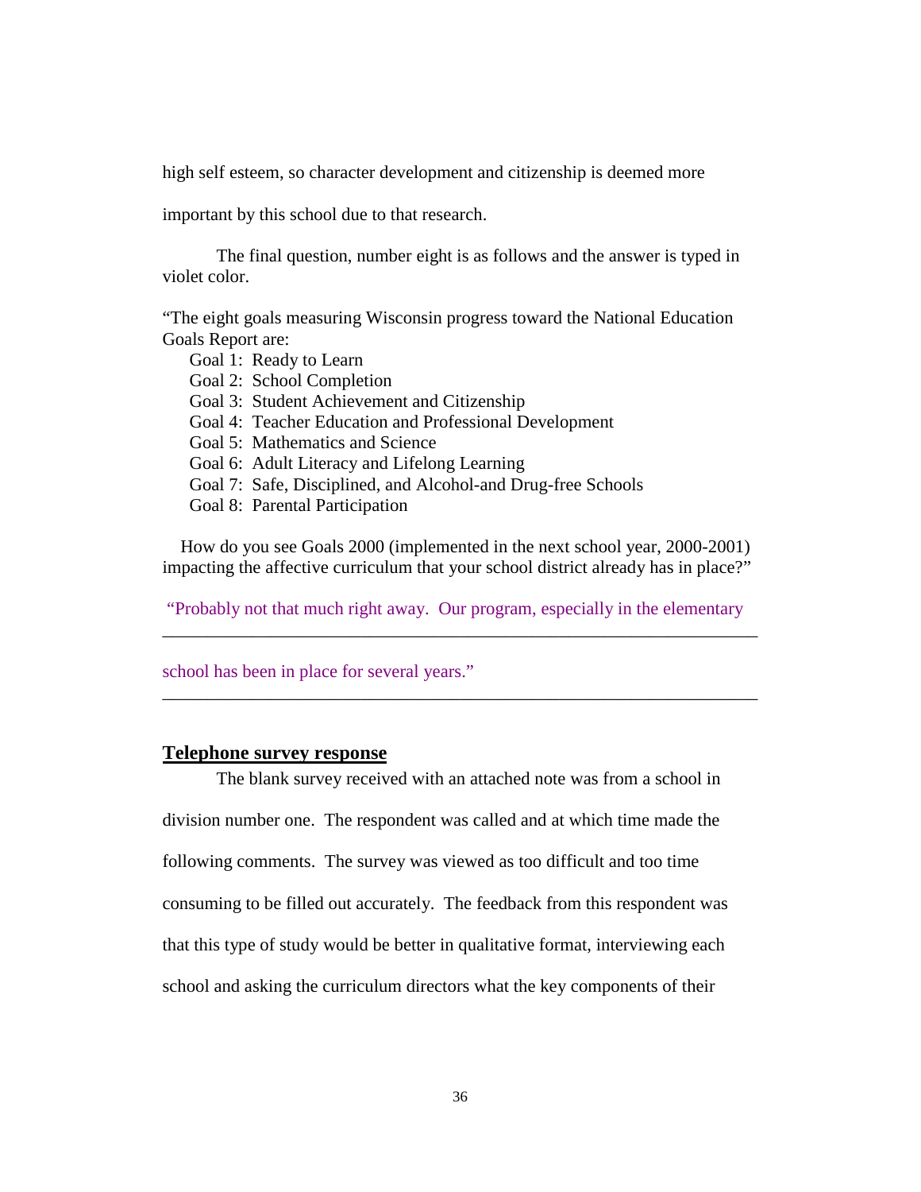high self esteem, so character development and citizenship is deemed more important by this school due to that research.

The final question, number eight is as follows and the answer is typed in violet color.

"The eight goals measuring Wisconsin progress toward the National Education Goals Report are:

Goal 1: Ready to Learn
Goal 2: School Completion
Goal 3: Student Achievement and Citizenship
Goal 4: Teacher Education and Professional Development
Goal 5: Mathematics and Science
Goal 6: Adult Literacy and Lifelong Learning
Goal 7: Safe, Disciplined, and Alcohol-and Drug-free Schools
Goal 8: Parental Participation

How do you see Goals 2000 (implemented in the next school year, 2000-2001) impacting the affective curriculum that your school district already has in place?"

"Probably not that much right away. Our program, especially in the elementary school has been in place for several years."

## Telephone survey response

The blank survey received with an attached note was from a school in division number one. The respondent was called and at which time made the following comments. The survey was viewed as too difficult and too time consuming to be filled out accurately. The feedback from this respondent was that this type of study would be better in qualitative format, interviewing each school and asking the curriculum directors what the key components of their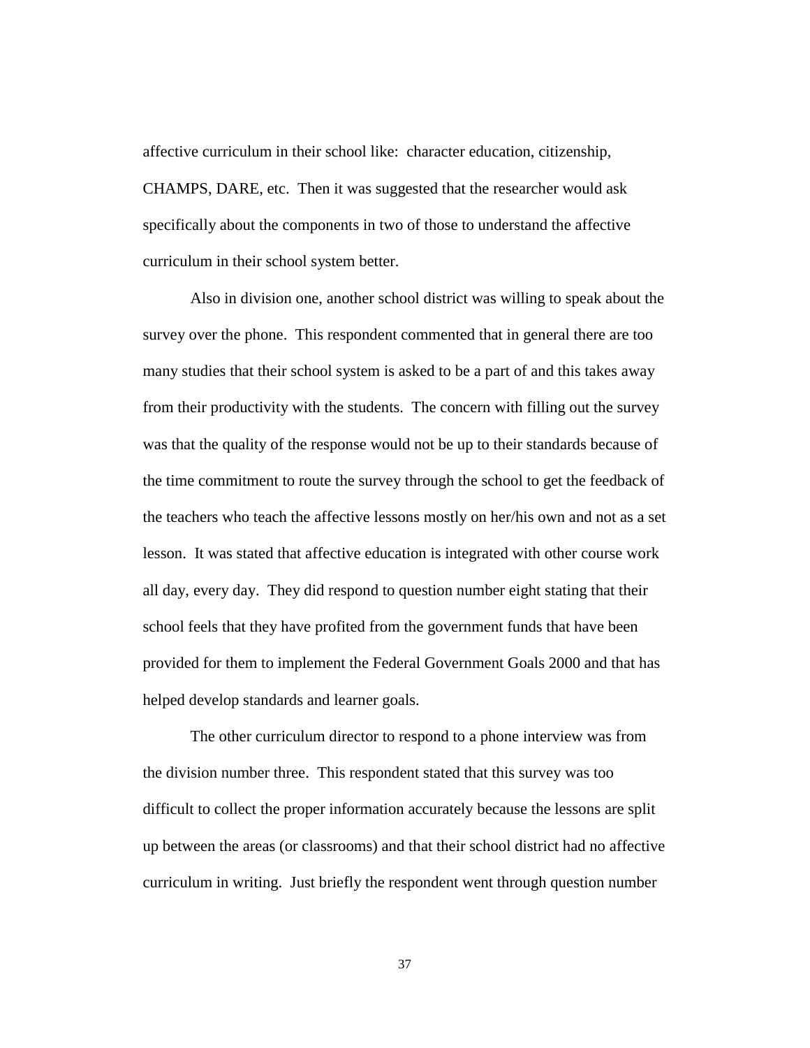affective curriculum in their school like: character education, citizenship, CHAMPS, DARE, etc. Then it was suggested that the researcher would ask specifically about the components in two of those to understand the affective curriculum in their school system better.

Also in division one, another school district was willing to speak about the survey over the phone. This respondent commented that in general there are too many studies that their school system is asked to be a part of and this takes away from their productivity with the students. The concern with filling out the survey was that the quality of the response would not be up to their standards because of the time commitment to route the survey through the school to get the feedback of the teachers who teach the affective lessons mostly on her/his own and not as a set lesson. It was stated that affective education is integrated with other course work all day, every day. They did respond to question number eight stating that their school feels that they have profited from the government funds that have been provided for them to implement the Federal Government Goals 2000 and that has helped develop standards and learner goals.

The other curriculum director to respond to a phone interview was from the division number three. This respondent stated that this survey was too difficult to collect the proper information accurately because the lessons are split up between the areas (or classrooms) and that their school district had no affective curriculum in writing. Just briefly the respondent went through question number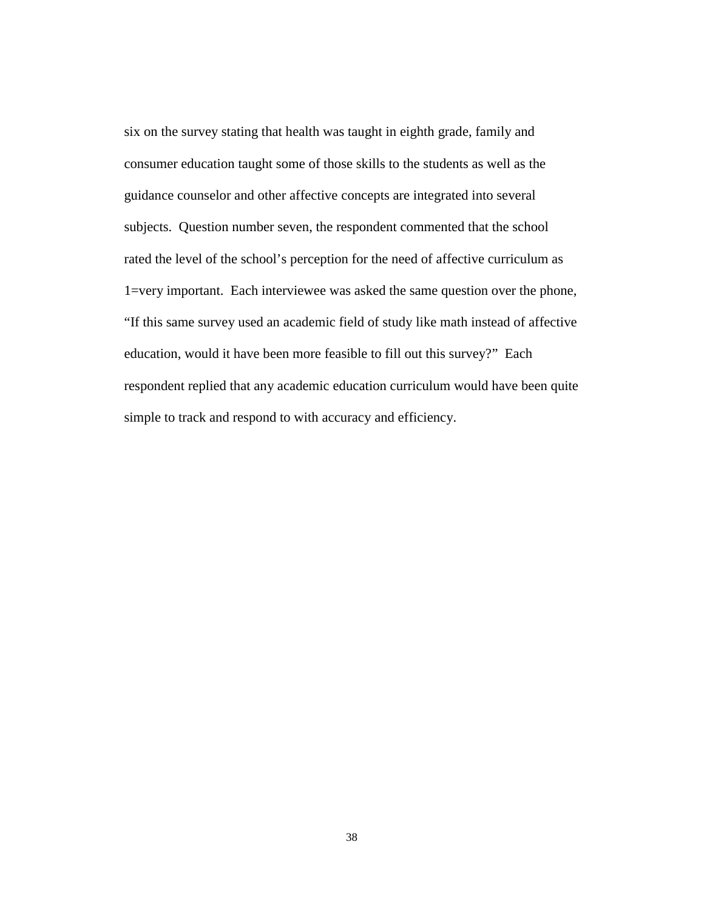six on the survey stating that health was taught in eighth grade, family and consumer education taught some of those skills to the students as well as the guidance counselor and other affective concepts are integrated into several subjects. Question number seven, the respondent commented that the school rated the level of the school's perception for the need of affective curriculum as 1=very important. Each interviewee was asked the same question over the phone, "If this same survey used an academic field of study like math instead of affective education, would it have been more feasible to fill out this survey?" Each respondent replied that any academic education curriculum would have been quite simple to track and respond to with accuracy and efficiency.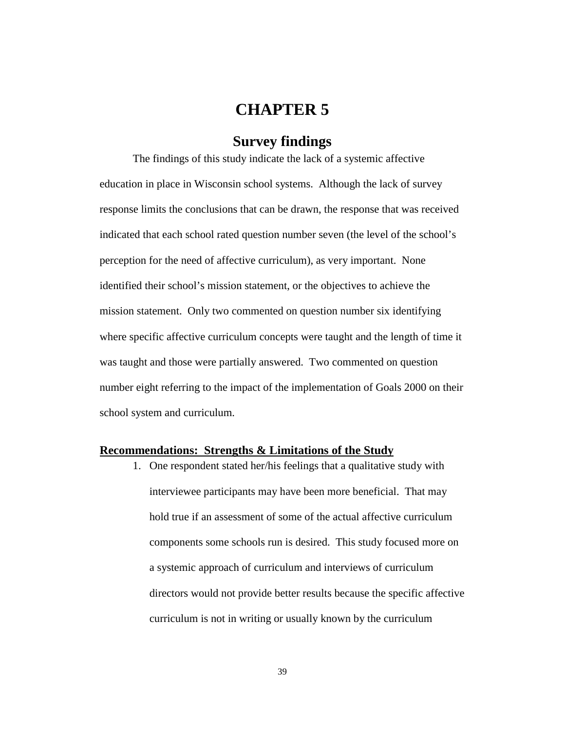# CHAPTER 5

## Survey findings

The findings of this study indicate the lack of a systemic affective education in place in Wisconsin school systems. Although the lack of survey response limits the conclusions that can be drawn, the response that was received indicated that each school rated question number seven (the level of the school's perception for the need of affective curriculum), as very important. None identified their school's mission statement, or the objectives to achieve the mission statement. Only two commented on question number six identifying where specific affective curriculum concepts were taught and the length of time it was taught and those were partially answered. Two commented on question number eight referring to the impact of the implementation of Goals 2000 on their school system and curriculum.

### Recommendations: Strengths & Limitations of the Study

1. One respondent stated her/his feelings that a qualitative study with interviewee participants may have been more beneficial. That may hold true if an assessment of some of the actual affective curriculum components some schools run is desired. This study focused more on a systemic approach of curriculum and interviews of curriculum directors would not provide better results because the specific affective curriculum is not in writing or usually known by the curriculum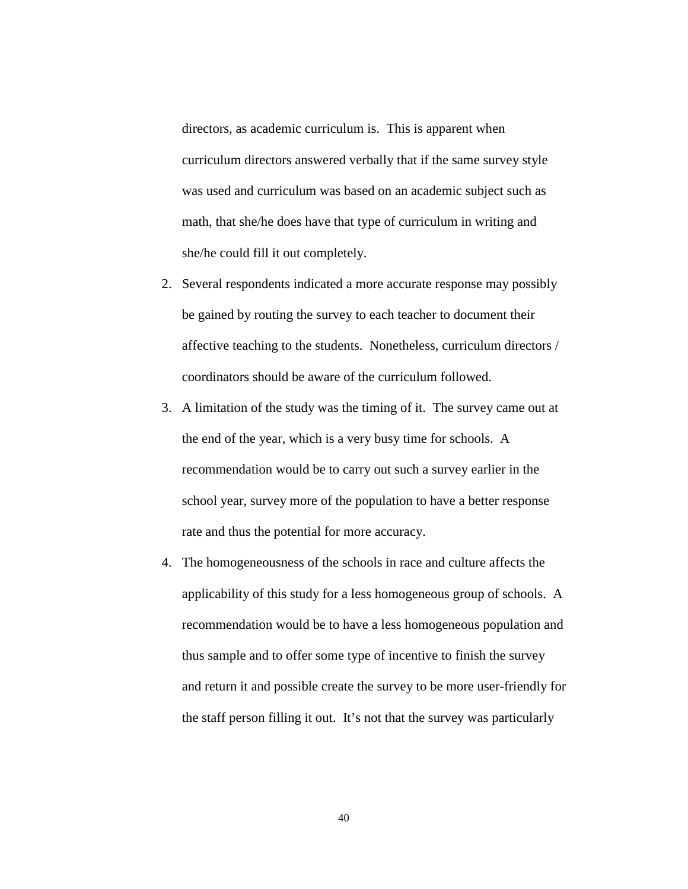directors, as academic curriculum is. This is apparent when curriculum directors answered verbally that if the same survey style was used and curriculum was based on an academic subject such as math, that she/he does have that type of curriculum in writing and she/he could fill it out completely.

2. Several respondents indicated a more accurate response may possibly be gained by routing the survey to each teacher to document their affective teaching to the students. Nonetheless, curriculum directors / coordinators should be aware of the curriculum followed.
3. A limitation of the study was the timing of it. The survey came out at the end of the year, which is a very busy time for schools. A recommendation would be to carry out such a survey earlier in the school year, survey more of the population to have a better response rate and thus the potential for more accuracy.
4. The homogeneousness of the schools in race and culture affects the applicability of this study for a less homogeneous group of schools. A recommendation would be to have a less homogeneous population and thus sample and to offer some type of incentive to finish the survey and return it and possible create the survey to be more user-friendly for the staff person filling it out. It's not that the survey was particularly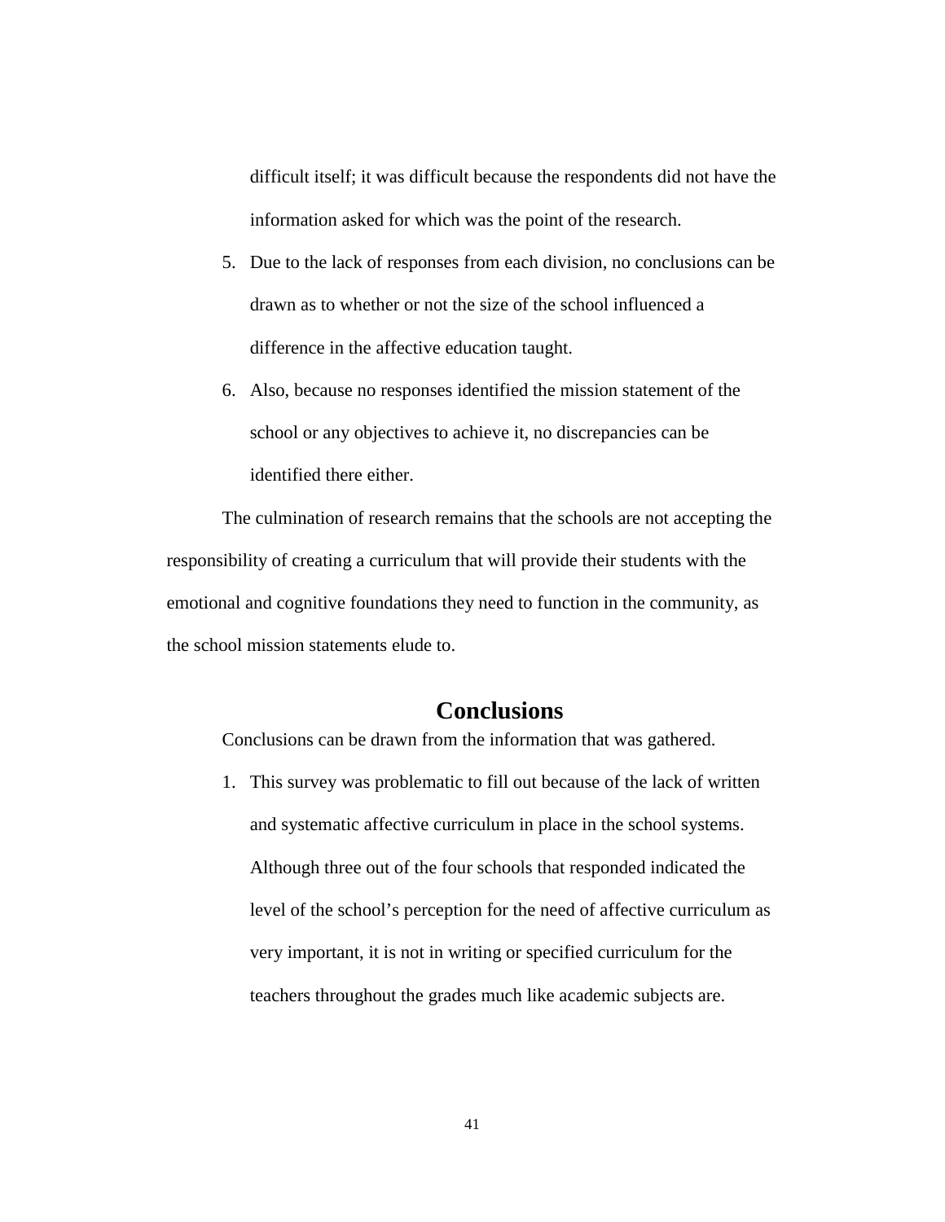difficult itself; it was difficult because the respondents did not have the information asked for which was the point of the research.

5. Due to the lack of responses from each division, no conclusions can be drawn as to whether or not the size of the school influenced a difference in the affective education taught.
6. Also, because no responses identified the mission statement of the school or any objectives to achieve it, no discrepancies can be identified there either.

The culmination of research remains that the schools are not accepting the responsibility of creating a curriculum that will provide their students with the emotional and cognitive foundations they need to function in the community, as the school mission statements elude to.

## Conclusions

Conclusions can be drawn from the information that was gathered.

1. This survey was problematic to fill out because of the lack of written and systematic affective curriculum in place in the school systems. Although three out of the four schools that responded indicated the level of the school's perception for the need of affective curriculum as very important, it is not in writing or specified curriculum for the teachers throughout the grades much like academic subjects are.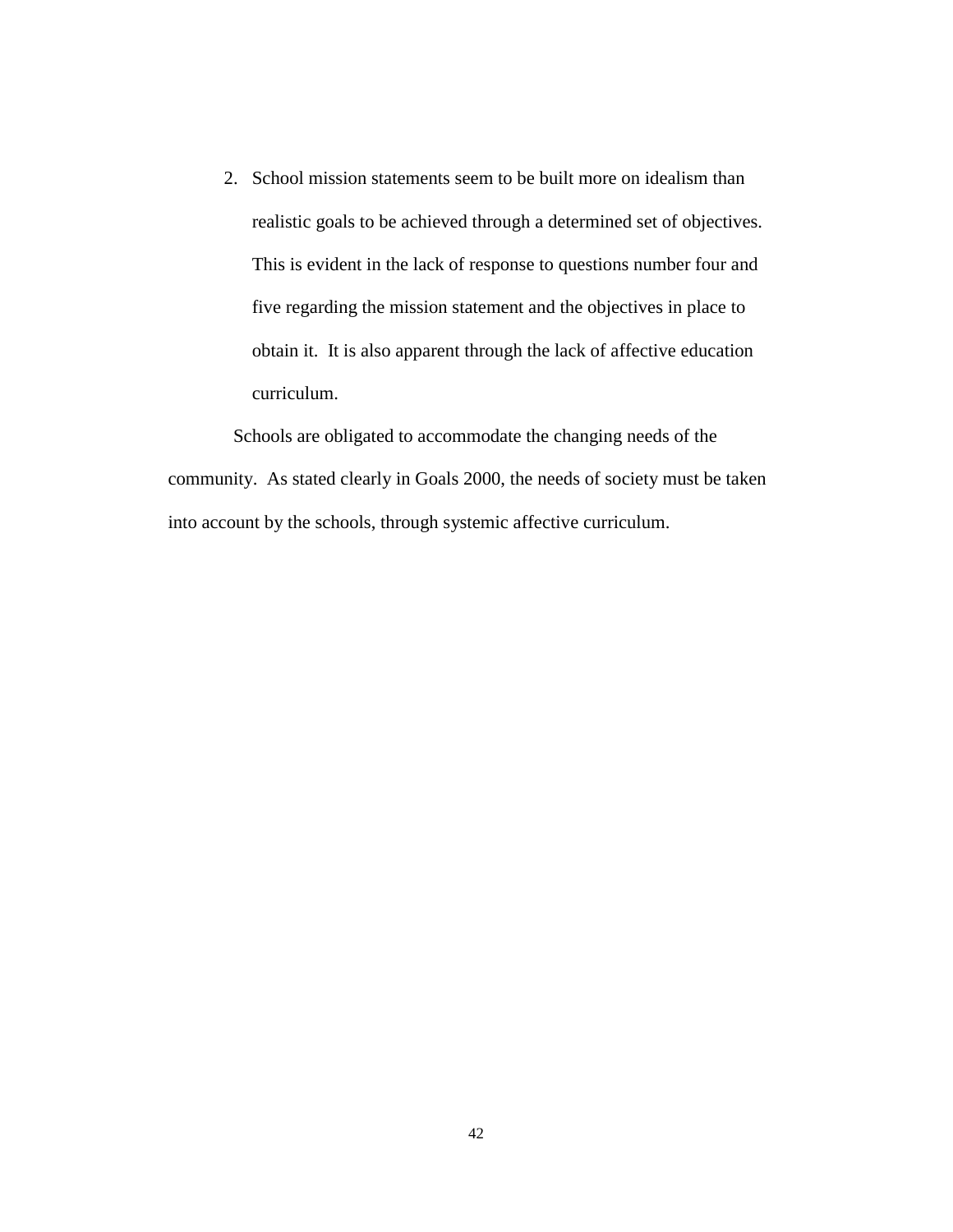2. School mission statements seem to be built more on idealism than realistic goals to be achieved through a determined set of objectives. This is evident in the lack of response to questions number four and five regarding the mission statement and the objectives in place to obtain it. It is also apparent through the lack of affective education curriculum.

Schools are obligated to accommodate the changing needs of the community. As stated clearly in Goals 2000, the needs of society must be taken into account by the schools, through systemic affective curriculum.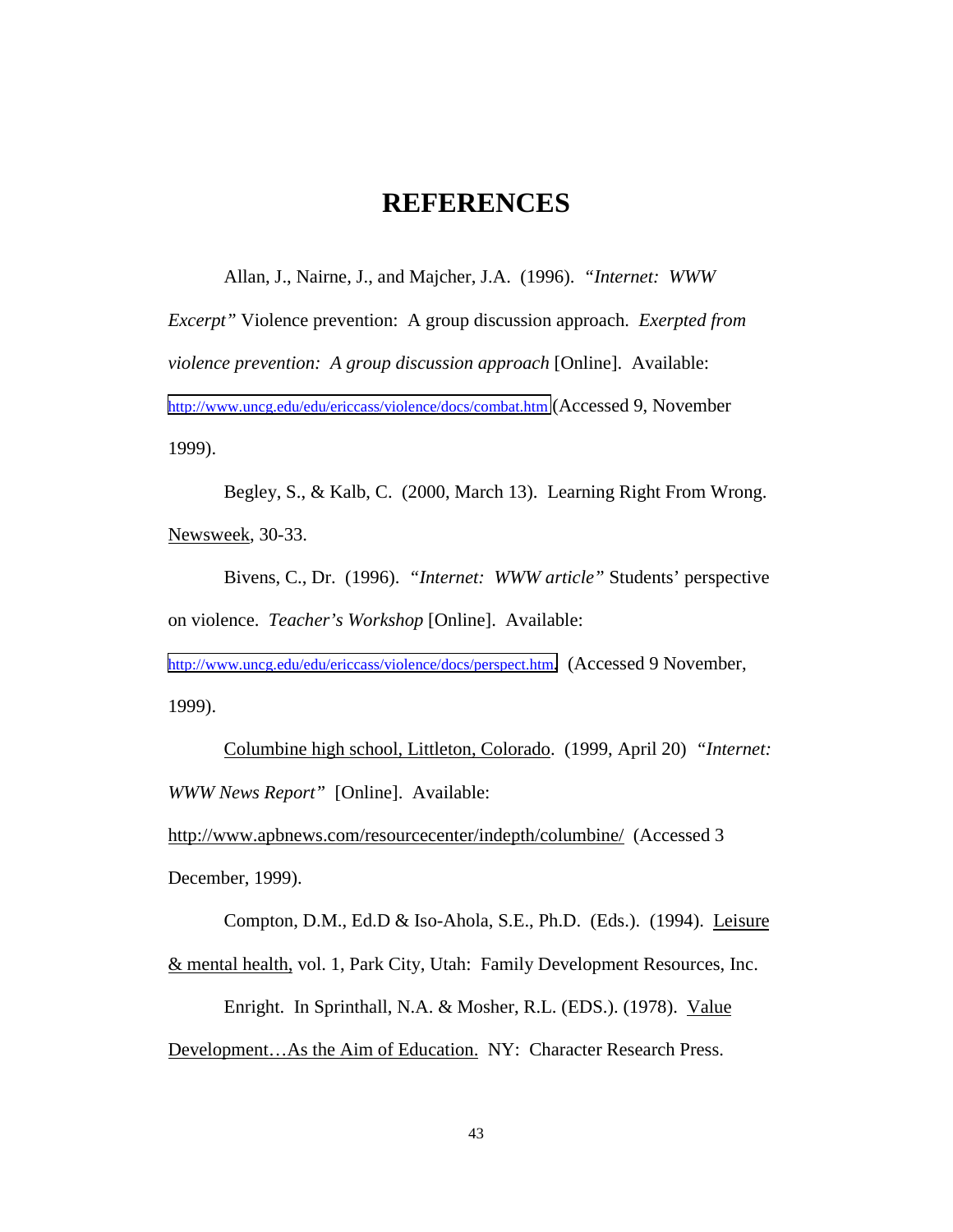# REFERENCES

Allan, J., Nairne, J., and Majcher, J.A. (1996). *"Internet: WWW Excerpt"* Violence prevention: A group discussion approach. *Exerpted from violence prevention: A group discussion approach* [Online]. Available: http://www.uncg.edu/edu/ericcass/violence/docs/combat.htm (Accessed 9, November 1999).

Begley, S., & Kalb, C. (2000, March 13). Learning Right From Wrong. Newsweek, 30-33.

Bivens, C., Dr. (1996). *"Internet: WWW article"* Students' perspective on violence. *Teacher's Workshop* [Online]. Available: http://www.uncg.edu/edu/ericcass/violence/docs/perspect.htm. (Accessed 9 November, 1999).

Columbine high school, Littleton, Colorado. (1999, April 20) *"Internet: WWW News Report"* [Online]. Available: http://www.apbnews.com/resourcecenter/indepth/columbine/ (Accessed 3 December, 1999).

Compton, D.M., Ed.D & Iso-Ahola, S.E., Ph.D. (Eds.). (1994). Leisure & mental health, vol. 1, Park City, Utah: Family Development Resources, Inc.

Enright. In Sprinthall, N.A. & Mosher, R.L. (EDS.). (1978). Value Development…As the Aim of Education. NY: Character Research Press.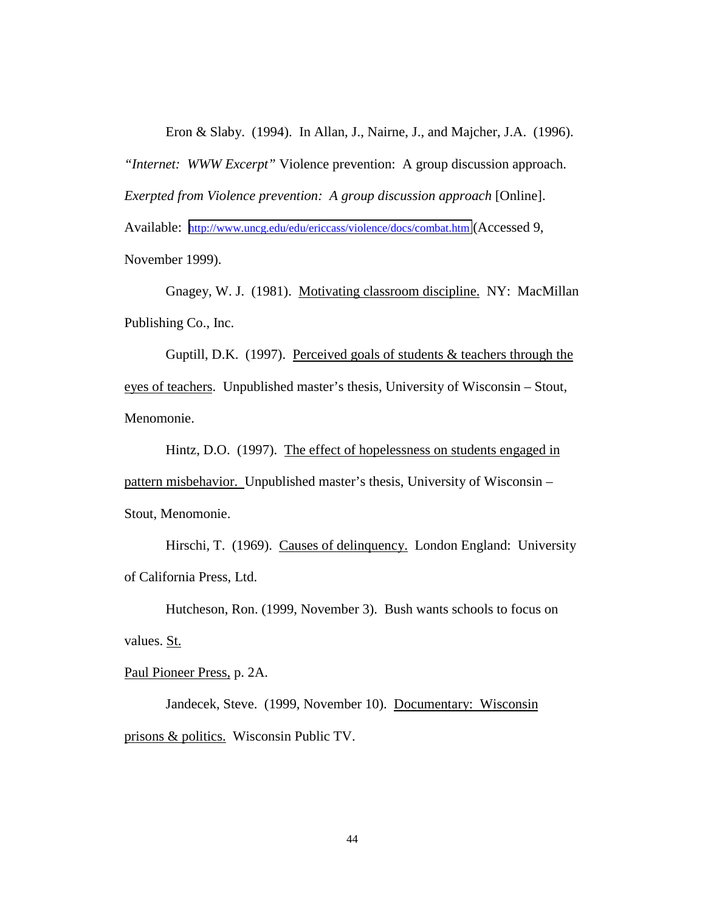Eron & Slaby. (1994). In Allan, J., Nairne, J., and Majcher, J.A. (1996). *"Internet: WWW Excerpt"* Violence prevention: A group discussion approach. *Exerpted from Violence prevention: A group discussion approach* [Online]. Available: http://www.uncg.edu/edu/ericcass/violence/docs/combat.htm (Accessed 9, November 1999).

Gnagey, W. J. (1981). Motivating classroom discipline. NY: MacMillan Publishing Co., Inc.

Guptill, D.K. (1997). Perceived goals of students & teachers through the eyes of teachers. Unpublished master's thesis, University of Wisconsin – Stout, Menomonie.

Hintz, D.O. (1997). The effect of hopelessness on students engaged in pattern misbehavior. Unpublished master's thesis, University of Wisconsin – Stout, Menomonie.

Hirschi, T. (1969). Causes of delinquency. London England: University of California Press, Ltd.

Hutcheson, Ron. (1999, November 3). Bush wants schools to focus on values. St. Paul Pioneer Press, p. 2A.

Jandecek, Steve. (1999, November 10). Documentary: Wisconsin prisons & politics. Wisconsin Public TV.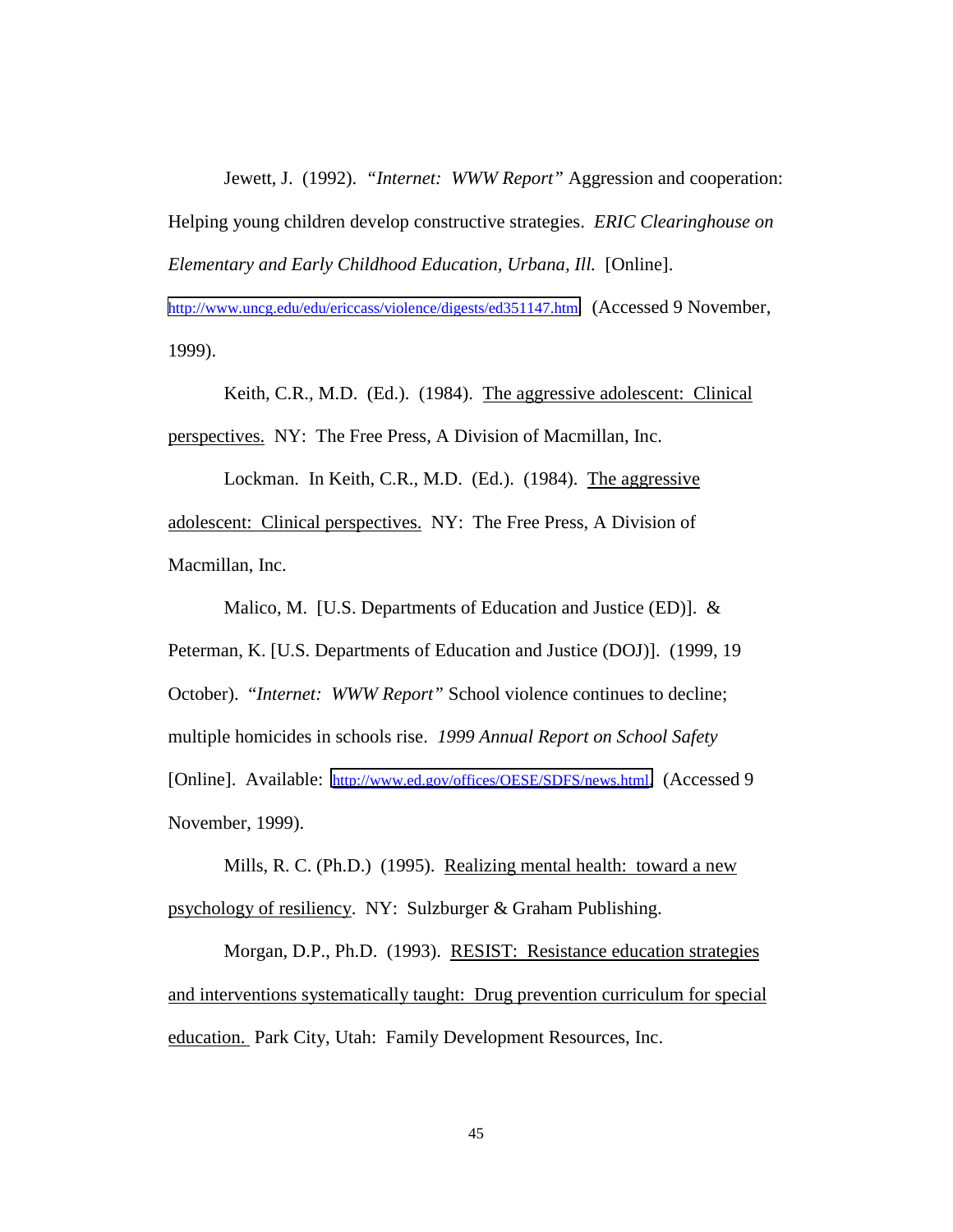Jewett, J. (1992). *"Internet: WWW Report"* Aggression and cooperation: Helping young children develop constructive strategies. *ERIC Clearinghouse on Elementary and Early Childhood Education, Urbana, Ill.* [Online]. http://www.uncg.edu/edu/ericcass/violence/digests/ed351147.htm (Accessed 9 November, 1999).

Keith, C.R., M.D. (Ed.). (1984). <u>The aggressive adolescent: Clinical perspectives.</u> NY: The Free Press, A Division of Macmillan, Inc.

Lockman. In Keith, C.R., M.D. (Ed.). (1984). <u>The aggressive adolescent: Clinical perspectives.</u> NY: The Free Press, A Division of Macmillan, Inc.

Malico, M. [U.S. Departments of Education and Justice (ED)]. & Peterman, K. [U.S. Departments of Education and Justice (DOJ)]. (1999, 19 October). *"Internet: WWW Report"* School violence continues to decline; multiple homicides in schools rise. *1999 Annual Report on School Safety* [Online]. Available: http://www.ed.gov/offices/OESE/SDFS/news.html. (Accessed 9 November, 1999).

Mills, R. C. (Ph.D.) (1995). <u>Realizing mental health: toward a new psychology of resiliency</u>. NY: Sulzburger & Graham Publishing.

Morgan, D.P., Ph.D. (1993). <u>RESIST: Resistance education strategies and interventions systematically taught: Drug prevention curriculum for special education.</u> Park City, Utah: Family Development Resources, Inc.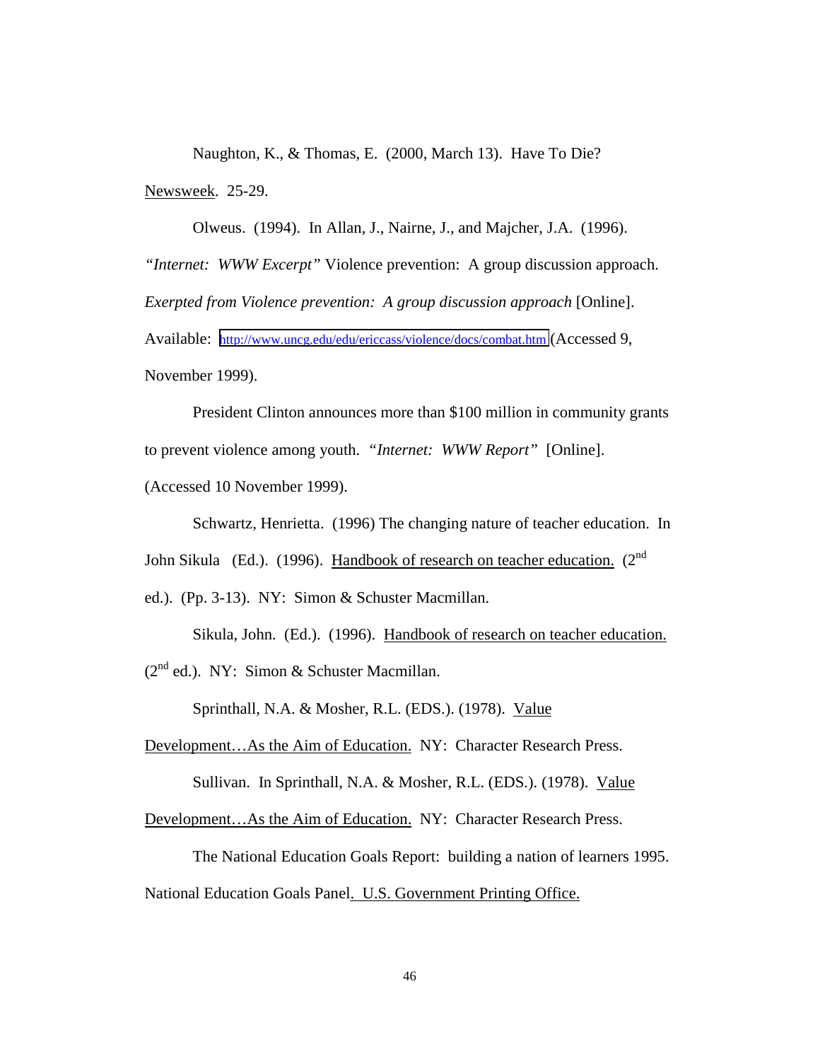Naughton, K., & Thomas, E. (2000, March 13). Have To Die? Newsweek. 25-29.

Olweus. (1994). In Allan, J., Nairne, J., and Majcher, J.A. (1996). *"Internet: WWW Excerpt"* Violence prevention: A group discussion approach. *Exerpted from Violence prevention: A group discussion approach* [Online]. Available: http://www.uncg.edu/edu/ericcass/violence/docs/combat.htm (Accessed 9, November 1999).

President Clinton announces more than $100 million in community grants to prevent violence among youth. *"Internet: WWW Report"* [Online]. (Accessed 10 November 1999).

Schwartz, Henrietta. (1996) The changing nature of teacher education. In John Sikula (Ed.). (1996). Handbook of research on teacher education. (2nd ed.). (Pp. 3-13). NY: Simon & Schuster Macmillan.

Sikula, John. (Ed.). (1996). Handbook of research on teacher education. (2nd ed.). NY: Simon & Schuster Macmillan.

Sprinthall, N.A. & Mosher, R.L. (EDS.). (1978). Value Development…As the Aim of Education. NY: Character Research Press.

Sullivan. In Sprinthall, N.A. & Mosher, R.L. (EDS.). (1978). Value Development…As the Aim of Education. NY: Character Research Press.

The National Education Goals Report: building a nation of learners 1995. National Education Goals Panel. U.S. Government Printing Office.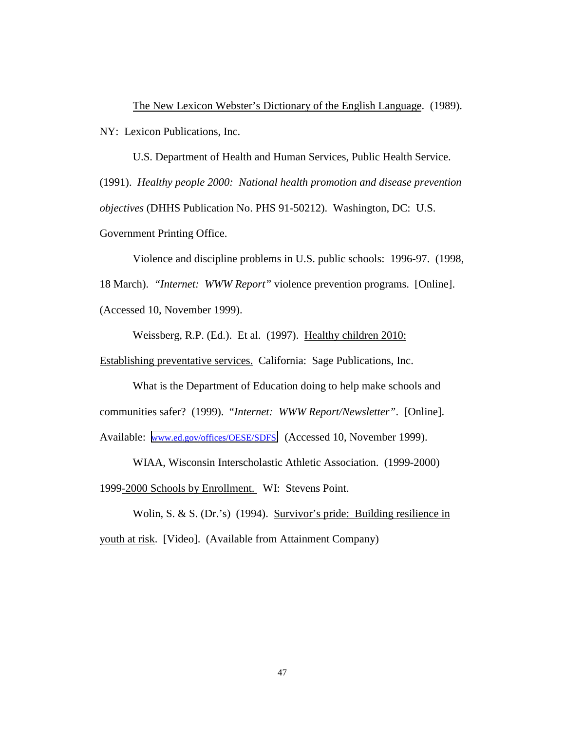The New Lexicon Webster's Dictionary of the English Language. (1989). NY: Lexicon Publications, Inc.

U.S. Department of Health and Human Services, Public Health Service. (1991). *Healthy people 2000: National health promotion and disease prevention objectives* (DHHS Publication No. PHS 91-50212). Washington, DC: U.S. Government Printing Office.

Violence and discipline problems in U.S. public schools: 1996-97. (1998, 18 March). *"Internet: WWW Report"* violence prevention programs. [Online]. (Accessed 10, November 1999).

Weissberg, R.P. (Ed.). Et al. (1997). Healthy children 2010: Establishing preventative services. California: Sage Publications, Inc.

What is the Department of Education doing to help make schools and communities safer? (1999). *"Internet: WWW Report/Newsletter"*. [Online]. Available: www.ed.gov/offices/OESE/SDFS (Accessed 10, November 1999).

WIAA, Wisconsin Interscholastic Athletic Association. (1999-2000) 1999-2000 Schools by Enrollment. WI: Stevens Point.

Wolin, S. & S. (Dr.'s) (1994). Survivor's pride: Building resilience in youth at risk. [Video]. (Available from Attainment Company)